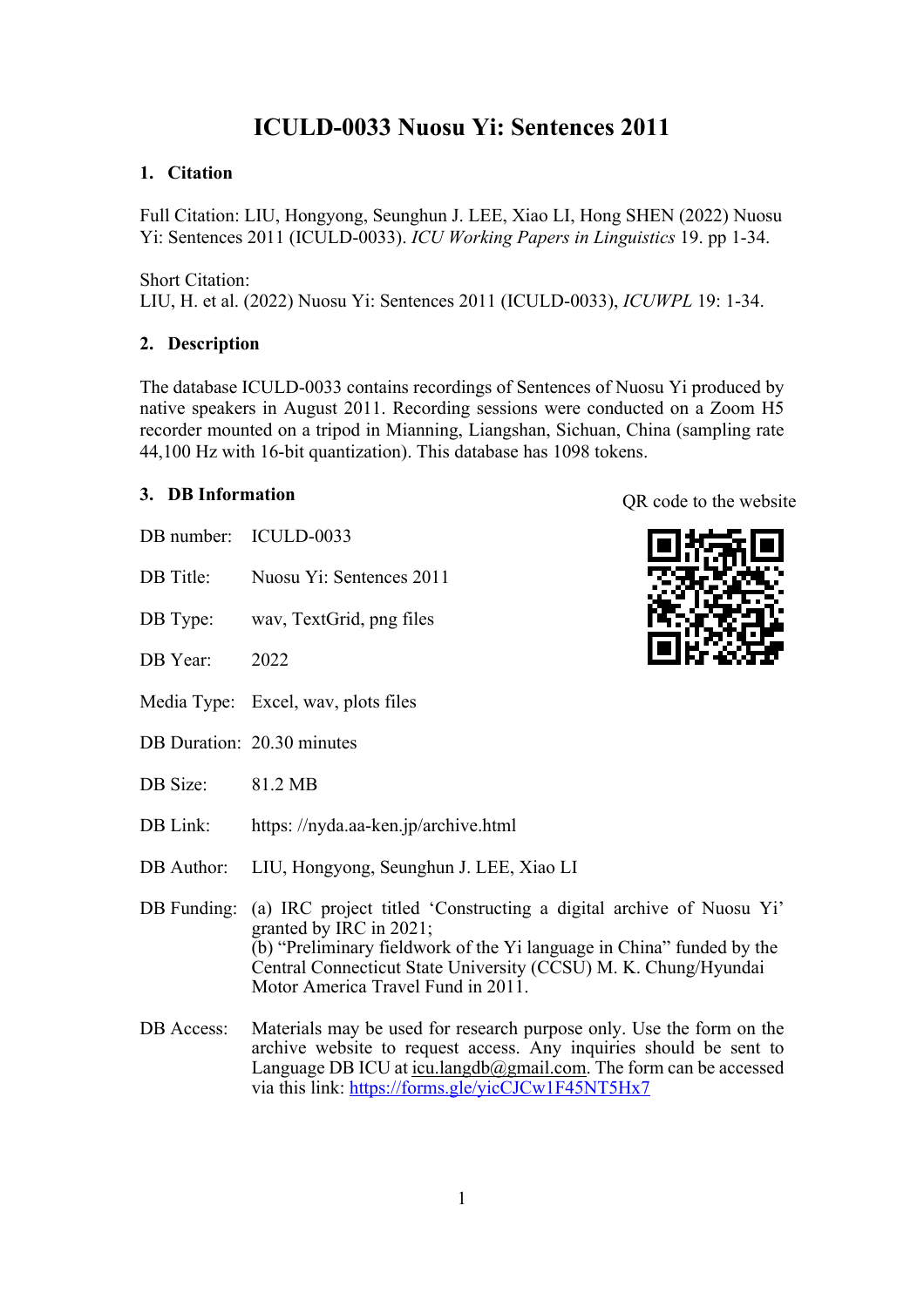# ICULD-0033 Nuosu Yi: Sentences 2011

## 1. Citation

Full Citation: LIU, Hongyong, Seunghun J. LEE, Xiao LI, Hong SHEN (2022) Nuosu Yi: Sentences 2011 (ICULD-0033). *ICU Working Papers in Linguistics* 19. pp 1-34.

Short Citation:
LIU, H. et al. (2022) Nuosu Yi: Sentences 2011 (ICULD-0033), *ICUWPL* 19: 1-34.

## 2. Description

The database ICULD-0033 contains recordings of Sentences of Nuosu Yi produced by native speakers in August 2011. Recording sessions were conducted on a Zoom H5 recorder mounted on a tripod in Mianning, Liangshan, Sichuan, China (sampling rate 44,100 Hz with 16-bit quantization). This database has 1098 tokens.

## 3. DB Information

QR code to the website

DB number: ICULD-0033

DB Title: Nuosu Yi: Sentences 2011

DB Type: wav, TextGrid, png files

DB Year: 2022

Media Type: Excel, wav, plots files

DB Duration: 20.30 minutes

DB Size: 81.2 MB

DB Link: https: //nyda.aa-ken.jp/archive.html

DB Author: LIU, Hongyong, Seunghun J. LEE, Xiao LI

DB Funding: (a) IRC project titled 'Constructing a digital archive of Nuosu Yi' granted by IRC in 2021;
(b) "Preliminary fieldwork of the Yi language in China" funded by the Central Connecticut State University (CCSU) M. K. Chung/Hyundai Motor America Travel Fund in 2011.

DB Access: Materials may be used for research purpose only. Use the form on the archive website to request access. Any inquiries should be sent to Language DB ICU at icu.langdb@gmail.com. The form can be accessed via this link: https://forms.gle/yicCJCw1F45NT5Hx7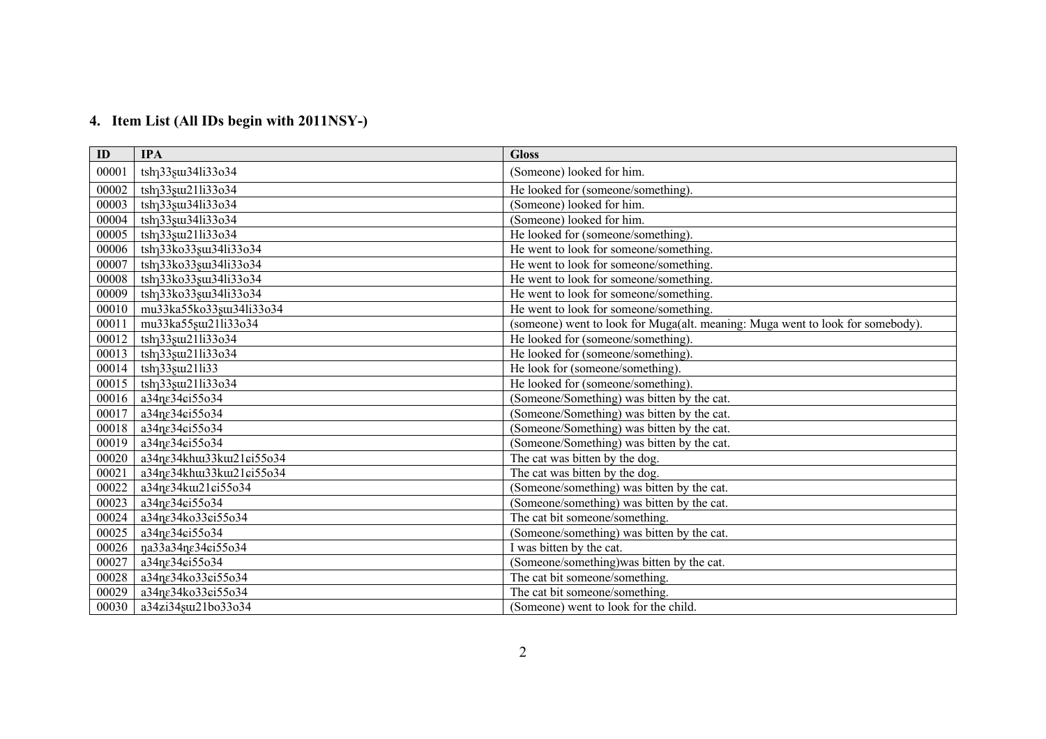## 4. Item List (All IDs begin with 2011NSY-)

| ID | IPA | Gloss |
|---|---|---|
| 00001 | tshɿ33ʂɯ34li33o34 | (Someone) looked for him. |
| 00002 | tshɿ33ʂɯ21li33o34 | He looked for (someone/something). |
| 00003 | tshɿ33ʂɯ34li33o34 | (Someone) looked for him. |
| 00004 | tshɿ33ʂɯ34li33o34 | (Someone) looked for him. |
| 00005 | tshɿ33ʂɯ21li33o34 | He looked for (someone/something). |
| 00006 | tshɿ33ko33ʂɯ34li33o34 | He went to look for someone/something. |
| 00007 | tshɿ33ko33ʂɯ34li33o34 | He went to look for someone/something. |
| 00008 | tshɿ33ko33ʂɯ34li33o34 | He went to look for someone/something. |
| 00009 | tshɿ33ko33ʂɯ34li33o34 | He went to look for someone/something. |
| 00010 | mu33ka55ko33ʂɯ34li33o34 | He went to look for someone/something. |
| 00011 | mu33ka55ʂɯ21li33o34 | (someone) went to look for Muga(alt. meaning: Muga went to look for somebody). |
| 00012 | tshɿ33ʂɯ21li33o34 | He looked for (someone/something). |
| 00013 | tshɿ33ʂɯ21li33o34 | He looked for (someone/something). |
| 00014 | tshɿ33ʂɯ21li33 | He look for (someone/something). |
| 00015 | tshɿ33ʂɯ21li33o34 | He looked for (someone/something). |
| 00016 | a34ɳɛ34ɕi55o34 | (Someone/Something) was bitten by the cat. |
| 00017 | a34ɳɛ34ɕi55o34 | (Someone/Something) was bitten by the cat. |
| 00018 | a34ɳɛ34ɕi55o34 | (Someone/Something) was bitten by the cat. |
| 00019 | a34ɳɛ34ɕi55o34 | (Someone/Something) was bitten by the cat. |
| 00020 | a34ɳɛ34khɯ33kɯ21ɕi55o34 | The cat was bitten by the dog. |
| 00021 | a34ɳɛ34khɯ33kɯ21ɕi55o34 | The cat was bitten by the dog. |
| 00022 | a34ɳɛ34kɯ21ɕi55o34 | (Someone/something) was bitten by the cat. |
| 00023 | a34ɳɛ34ɕi55o34 | (Someone/something) was bitten by the cat. |
| 00024 | a34ɳɛ34ko33ɕi55o34 | The cat bit someone/something. |
| 00025 | a34ɳɛ34ɕi55o34 | (Someone/something) was bitten by the cat. |
| 00026 | ŋa33a34ɳɛ34ɕi55o34 | I was bitten by the cat. |
| 00027 | a34ɳɛ34ɕi55o34 | (Someone/something)was bitten by the cat. |
| 00028 | a34ɳɛ34ko33ɕi55o34 | The cat bit someone/something. |
| 00029 | a34ɳɛ34ko33ɕi55o34 | The cat bit someone/something. |
| 00030 | a34ʑi34ʂɯ21bo33o34 | (Someone) went to look for the child. |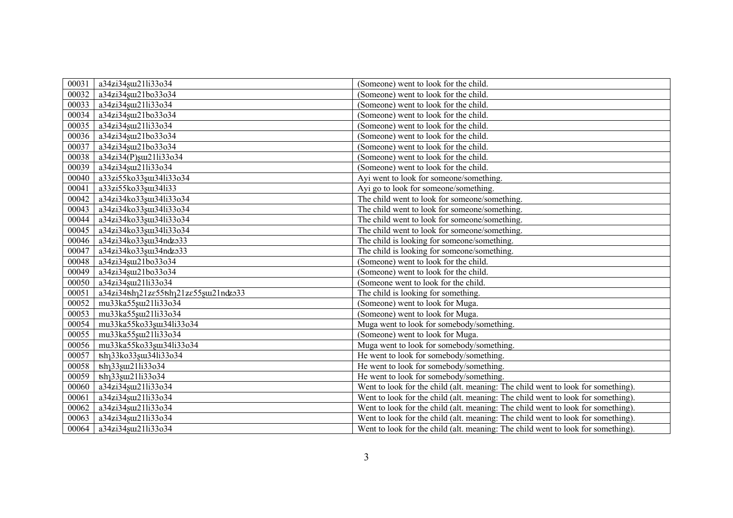| 00031 | a34ʑi34ʂɯ21li33o34 | (Someone) went to look for the child. |
|---|---|---|
| 00032 | a34ʑi34ʂɯ21bo33o34 | (Someone) went to look for the child. |
| 00033 | a34ʑi34ʂɯ21li33o34 | (Someone) went to look for the child. |
| 00034 | a34ʑi34ʂɯ21bo33o34 | (Someone) went to look for the child. |
| 00035 | a34ʑi34ʂɯ21li33o34 | (Someone) went to look for the child. |
| 00036 | a34ʑi34ʂɯ21bo33o34 | (Someone) went to look for the child. |
| 00037 | a34ʑi34ʂɯ21bo33o34 | (Someone) went to look for the child. |
| 00038 | a34ʑi34(P)ʂɯ21li33o34 | (Someone) went to look for the child. |
| 00039 | a34ʑi34ʂɯ21li33o34 | (Someone) went to look for the child. |
| 00040 | a33ʑi55ko33ʂɯ34li33o34 | Ayi went to look for someone/something. |
| 00041 | a33ʑi55ko33ʂɯ34li33 | Ayi go to look for someone/something. |
| 00042 | a34ʑi34ko33ʂɯ34li33o34 | The child went to look for someone/something. |
| 00043 | a34ʑi34ko33ʂɯ34li33o34 | The child went to look for someone/something. |
| 00044 | a34ʑi34ko33ʂɯ34li33o34 | The child went to look for someone/something. |
| 00045 | a34ʑi34ko33ʂɯ34li33o34 | The child went to look for someone/something. |
| 00046 | a34ʑi34ko33ʂɯ34ndʑɔ33 | The child is looking for someone/something. |
| 00047 | a34ʑi34ko33ʂɯ34ndʑɔ33 | The child is looking for someone/something. |
| 00048 | a34ʑi34ʂɯ21bo33o34 | (Someone) went to look for the child. |
| 00049 | a34ʑi34ʂɯ21bo33o34 | (Someone) went to look for the child. |
| 00050 | a34ʑi34ʂɯ21li33o34 | (Someone went to look for the child. |
| 00051 | a34ʑi34tʂhʅ21ʑɛ55tʂhʅ21ʑɛ55ʂɯ21ndʑɔ33 | The child is looking for something. |
| 00052 | mu33ka55ʂɯ21li33o34 | (Someone) went to look for Muga. |
| 00053 | mu33ka55ʂɯ21li33o34 | (Someone) went to look for Muga. |
| 00054 | mu33ka55ko33ʂɯ34li33o34 | Muga went to look for somebody/something. |
| 00055 | mu33ka55ʂɯ21li33o34 | (Someone) went to look for Muga. |
| 00056 | mu33ka55ko33ʂɯ34li33o34 | Muga went to look for somebody/something. |
| 00057 | tʂhʅ33ko33ʂɯ34li33o34 | He went to look for somebody/something. |
| 00058 | tʂhʅ33ʂɯ21li33o34 | He went to look for somebody/something. |
| 00059 | tʂhʅ33ʂɯ21li33o34 | He went to look for somebody/something. |
| 00060 | a34ʑi34ʂɯ21li33o34 | Went to look for the child (alt. meaning: The child went to look for something). |
| 00061 | a34ʑi34ʂɯ21li33o34 | Went to look for the child (alt. meaning: The child went to look for something). |
| 00062 | a34ʑi34ʂɯ21li33o34 | Went to look for the child (alt. meaning: The child went to look for something). |
| 00063 | a34ʑi34ʂɯ21li33o34 | Went to look for the child (alt. meaning: The child went to look for something). |
| 00064 | a34ʑi34ʂɯ21li33o34 | Went to look for the child (alt. meaning: The child went to look for something). |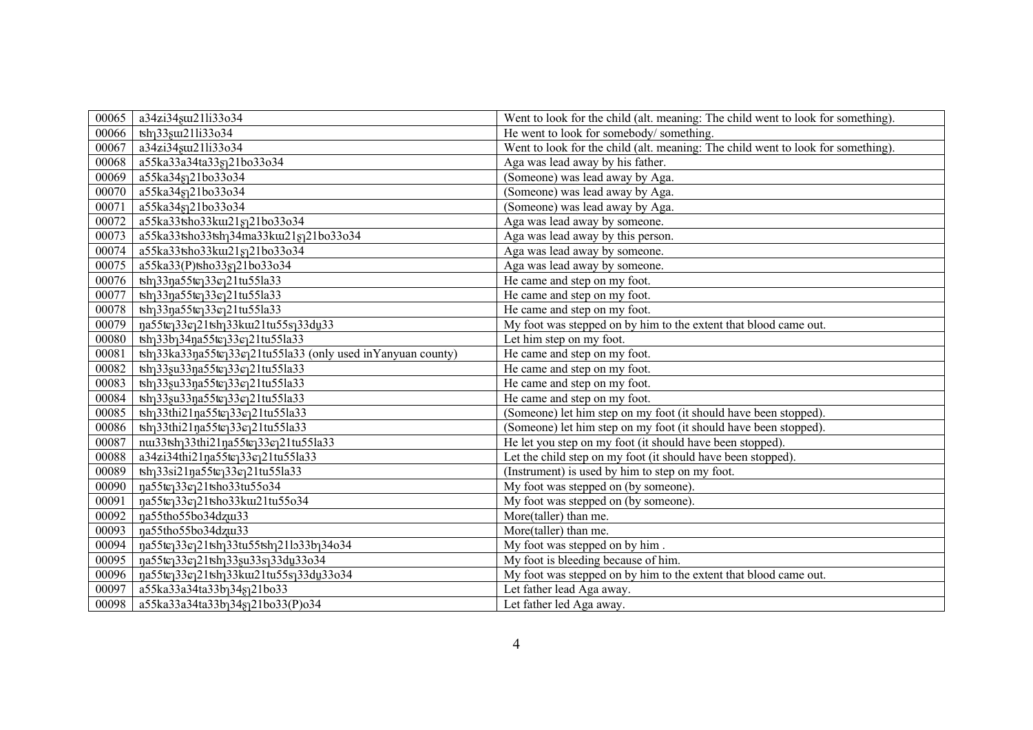| 00065 | a34zi34ʂɯ21li33o34 | Went to look for the child (alt. meaning: The child went to look for something). |
|---|---|---|
| 00066 | tshɿ33ʂɯ21li33o34 | He went to look for somebody/ something. |
| 00067 | a34zi34ʂɯ21li33o34 | Went to look for the child (alt. meaning: The child went to look for something). |
| 00068 | a55ka33a34ta33ʂɿ21bo33o34 | Aga was lead away by his father. |
| 00069 | a55ka34ʂɿ21bo33o34 | (Someone) was lead away by Aga. |
| 00070 | a55ka34ʂɿ21bo33o34 | (Someone) was lead away by Aga. |
| 00071 | a55ka34ʂɿ21bo33o34 | (Someone) was lead away by Aga. |
| 00072 | a55ka33tsho33kɯ21ʂɿ21bo33o34 | Aga was lead away by someone. |
| 00073 | a55ka33tsho33tshɿ34ma33kɯ21ʂɿ21bo33o34 | Aga was lead away by this person. |
| 00074 | a55ka33tsho33kɯ21ʂɿ21bo33o34 | Aga was lead away by someone. |
| 00075 | a55ka33(P)tsho33ʂɿ21bo33o34 | Aga was lead away by someone. |
| 00076 | tshɿ33ŋa55tɕɿ33ɕɿ21tu55la33 | He came and step on my foot. |
| 00077 | tshɿ33ŋa55tɕɿ33ɕɿ21tu55la33 | He came and step on my foot. |
| 00078 | tshɿ33ŋa55tɕɿ33ɕɿ21tu55la33 | He came and step on my foot. |
| 00079 | ŋa55tɕɿ33ɕɿ21tshɿ33kɯ21tu55sɿ33dʉ33 | My foot was stepped on by him to the extent that blood came out. |
| 00080 | tshɿ33bɿ34ŋa55tɕɿ33ɕɿ21tu55la33 | Let him step on my foot. |
| 00081 | tshɿ33ka33ŋa55tɕɿ33ɕɿ21tu55la33 (only used inYanyuan county) | He came and step on my foot. |
| 00082 | tshɿ33ʂu33ŋa55tɕɿ33ɕɿ21tu55la33 | He came and step on my foot. |
| 00083 | tshɿ33ʂu33ŋa55tɕɿ33ɕɿ21tu55la33 | He came and step on my foot. |
| 00084 | tshɿ33ʂu33ŋa55tɕɿ33ɕɿ21tu55la33 | He came and step on my foot. |
| 00085 | tshɿ33thi21ŋa55tɕɿ33ɕɿ21tu55la33 | (Someone) let him step on my foot (it should have been stopped). |
| 00086 | tshɿ33thi21ŋa55tɕɿ33ɕɿ21tu55la33 | (Someone) let him step on my foot (it should have been stopped). |
| 00087 | nɯ33tshɿ33thi21ŋa55tɕɿ33ɕɿ21tu55la33 | He let you step on my foot (it should have been stopped). |
| 00088 | a34zi34thi21ŋa55tɕɿ33ɕɿ21tu55la33 | Let the child step on my foot (it should have been stopped). |
| 00089 | tshɿ33si21ŋa55tɕɿ33ɕɿ21tu55la33 | (Instrument) is used by him to step on my foot. |
| 00090 | ŋa55tɕɿ33ɕɿ21tsho33tu55o34 | My foot was stepped on (by someone). |
| 00091 | ŋa55tɕɿ33ɕɿ21tsho33kɯ21tu55o34 | My foot was stepped on (by someone). |
| 00092 | ŋa55tho55bo34dʐɯ33 | More(taller) than me. |
| 00093 | ŋa55tho55bo34dʐɯ33 | More(taller) than me. |
| 00094 | ŋa55tɕɿ33ɕɿ21tshɿ33tu55tshɿ21lɔ33bɿ34o34 | My foot was stepped on by him . |
| 00095 | ŋa55tɕɿ33ɕɿ21tshɿ33ʂu33sɿ33dʉ33o34 | My foot is bleeding because of him. |
| 00096 | ŋa55tɕɿ33ɕɿ21tshɿ33kɯ21tu55sɿ33dʉ33o34 | My foot was stepped on by him to the extent that blood came out. |
| 00097 | a55ka33a34ta33bɿ34ʂɿ21bo33 | Let father lead Aga away. |
| 00098 | a55ka33a34ta33bɿ34ʂɿ21bo33(P)o34 | Let father led Aga away. |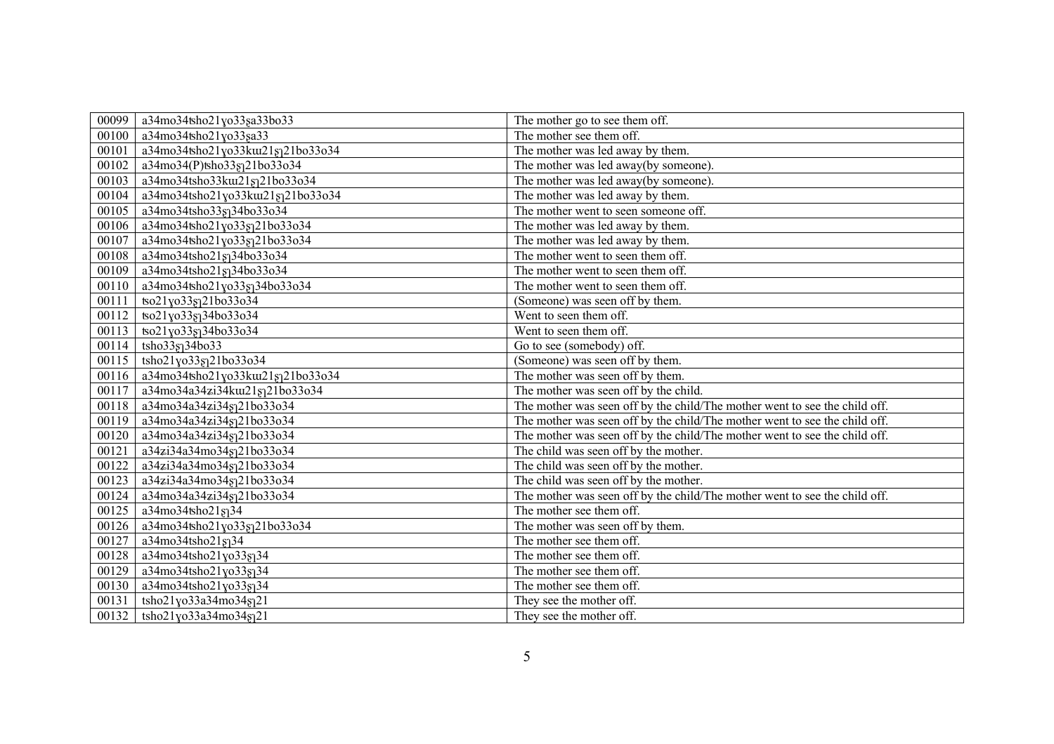| 00099 | a34mo34ʦho21ɣo33ʂa33bo33 | The mother go to see them off. |
|---|---|---|
| 00100 | a34mo34ʦho21ɣo33ʂa33 | The mother see them off. |
| 00101 | a34mo34tsho21ɣo33kɯ21ʂʅ21bo33o34 | The mother was led away by them. |
| 00102 | a34mo34(P)ʦho33ʂʅ21bo33o34 | The mother was led away(by someone). |
| 00103 | a34mo34tsho33kɯ21ʂʅ21bo33o34 | The mother was led away(by someone). |
| 00104 | a34mo34tsho21ɣo33kɯ21ʂʅ21bo33o34 | The mother was led away by them. |
| 00105 | a34mo34ʦho33ʂʅ34bo33o34 | The mother went to seen someone off. |
| 00106 | a34mo34ʦho21ɣo33ʂʅ21bo33o34 | The mother was led away by them. |
| 00107 | a34mo34ʦho21ɣo33ʂʅ21bo33o34 | The mother was led away by them. |
| 00108 | a34mo34tsho21ʂʅ34bo33o34 | The mother went to seen them off. |
| 00109 | a34mo34ʦho21ʂʅ34bo33o34 | The mother went to seen them off. |
| 00110 | a34mo34ʦho21ɣo33ʂʅ34bo33o34 | The mother went to seen them off. |
| 00111 | ʦo21ɣo33ʂʅ21bo33o34 | (Someone) was seen off by them. |
| 00112 | ʦo21ɣo33ʂʅ34bo33o34 | Went to seen them off. |
| 00113 | ʦo21ɣo33ʂʅ34bo33o34 | Went to seen them off. |
| 00114 | tsho33ʂʅ34bo33 | Go to see (somebody) off. |
| 00115 | tsho21ɣo33ʂʅ21bo33o34 | (Someone) was seen off by them. |
| 00116 | a34mo34ʦho21ɣo33kɯ21ʂʅ21bo33o34 | The mother was seen off by them. |
| 00117 | a34mo34a34ʑi34kɯ21ʂʅ21bo33o34 | The mother was seen off by the child. |
| 00118 | a34mo34a34ʑi34ʂʅ21bo33o34 | The mother was seen off by the child/The mother went to see the child off. |
| 00119 | a34mo34a34ʑi34ʂʅ21bo33o34 | The mother was seen off by the child/The mother went to see the child off. |
| 00120 | a34mo34a34ʑi34ʂʅ21bo33o34 | The mother was seen off by the child/The mother went to see the child off. |
| 00121 | a34ʑi34a34mo34ʂʅ21bo33o34 | The child was seen off by the mother. |
| 00122 | a34ʑi34a34mo34ʂʅ21bo33o34 | The child was seen off by the mother. |
| 00123 | a34ʑi34a34mo34ʂʅ21bo33o34 | The child was seen off by the mother. |
| 00124 | a34mo34a34ʑi34ʂʅ21bo33o34 | The mother was seen off by the child/The mother went to see the child off. |
| 00125 | a34mo34ʦho21ʂʅ34 | The mother see them off. |
| 00126 | a34mo34ʦho21ɣo33ʂʅ21bo33o34 | The mother was seen off by them. |
| 00127 | a34mo34tsho21ʂʅ34 | The mother see them off. |
| 00128 | a34mo34tsho21ɣo33ʂʅ34 | The mother see them off. |
| 00129 | a34mo34tsho21ɣo33ʂʅ34 | The mother see them off. |
| 00130 | a34mo34tsho21ɣo33ʂʅ34 | The mother see them off. |
| 00131 | tsho21ɣo33a34mo34ʂʅ21 | They see the mother off. |
| 00132 | tsho21ɣo33a34mo34ʂʅ21 | They see the mother off. |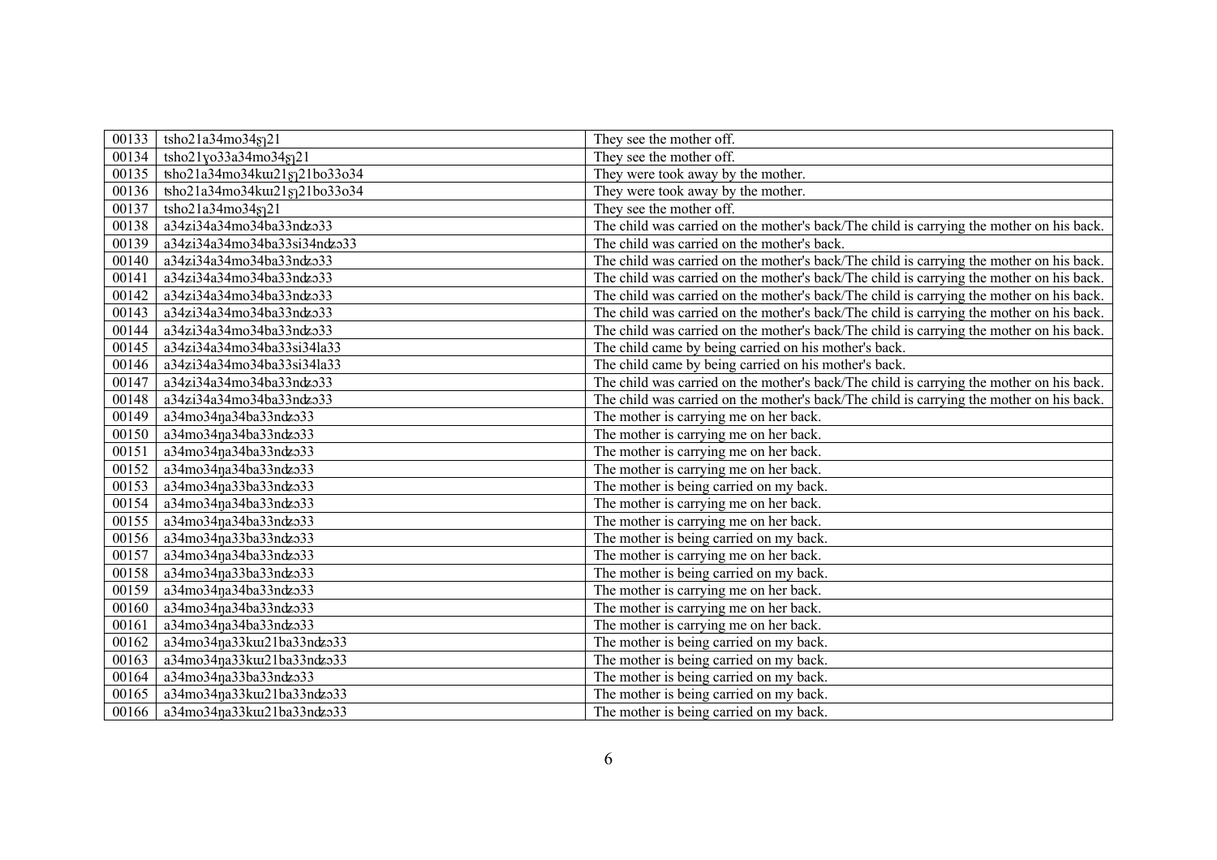| 00133 | tsho21a34mo34ʂʅ21 | They see the mother off. |
|---|---|---|
| 00134 | tsho21ɣo33a34mo34ʂʅ21 | They see the mother off. |
| 00135 | ʦho21a34mo34kɯ21ʂʅ21bo33o34 | They were took away by the mother. |
| 00136 | ʦho21a34mo34kɯ21ʂʅ21bo33o34 | They were took away by the mother. |
| 00137 | tsho21a34mo34ʂʅ21 | They see the mother off. |
| 00138 | a34ʑi34a34mo34ba33nʥɔ33 | The child was carried on the mother's back/The child is carrying the mother on his back. |
| 00139 | a34ʑi34a34mo34ba33si34nʥɔ33 | The child was carried on the mother's back. |
| 00140 | a34ʑi34a34mo34ba33nʥɔ33 | The child was carried on the mother's back/The child is carrying the mother on his back. |
| 00141 | a34ʑi34a34mo34ba33nʥɔ33 | The child was carried on the mother's back/The child is carrying the mother on his back. |
| 00142 | a34ʑi34a34mo34ba33nʥɔ33 | The child was carried on the mother's back/The child is carrying the mother on his back. |
| 00143 | a34ʑi34a34mo34ba33nʥɔ33 | The child was carried on the mother's back/The child is carrying the mother on his back. |
| 00144 | a34ʑi34a34mo34ba33nʥɔ33 | The child was carried on the mother's back/The child is carrying the mother on his back. |
| 00145 | a34ʑi34a34mo34ba33si34la33 | The child came by being carried on his mother's back. |
| 00146 | a34ʑi34a34mo34ba33si34la33 | The child came by being carried on his mother's back. |
| 00147 | a34ʑi34a34mo34ba33nʥɔ33 | The child was carried on the mother's back/The child is carrying the mother on his back. |
| 00148 | a34ʑi34a34mo34ba33nʥɔ33 | The child was carried on the mother's back/The child is carrying the mother on his back. |
| 00149 | a34mo34ŋa34ba33nʥɔ33 | The mother is carrying me on her back. |
| 00150 | a34mo34ŋa34ba33nʥɔ33 | The mother is carrying me on her back. |
| 00151 | a34mo34ŋa34ba33nʥɔ33 | The mother is carrying me on her back. |
| 00152 | a34mo34ŋa34ba33nʥɔ33 | The mother is carrying me on her back. |
| 00153 | a34mo34ŋa33ba33nʥɔ33 | The mother is being carried on my back. |
| 00154 | a34mo34ŋa34ba33nʥɔ33 | The mother is carrying me on her back. |
| 00155 | a34mo34ŋa34ba33nʥɔ33 | The mother is carrying me on her back. |
| 00156 | a34mo34ŋa33ba33nʥɔ33 | The mother is being carried on my back. |
| 00157 | a34mo34ŋa34ba33nʥɔ33 | The mother is carrying me on her back. |
| 00158 | a34mo34ŋa33ba33nʥɔ33 | The mother is being carried on my back. |
| 00159 | a34mo34ŋa34ba33nʥɔ33 | The mother is carrying me on her back. |
| 00160 | a34mo34ŋa34ba33nʥɔ33 | The mother is carrying me on her back. |
| 00161 | a34mo34ŋa34ba33nʥɔ33 | The mother is carrying me on her back. |
| 00162 | a34mo34ŋa33kɯ21ba33nʥɔ33 | The mother is being carried on my back. |
| 00163 | a34mo34ŋa33kɯ21ba33nʥɔ33 | The mother is being carried on my back. |
| 00164 | a34mo34ŋa33ba33nʥɔ33 | The mother is being carried on my back. |
| 00165 | a34mo34ŋa33kɯ21ba33nʥɔ33 | The mother is being carried on my back. |
| 00166 | a34mo34ŋa33kɯ21ba33nʥɔ33 | The mother is being carried on my back. |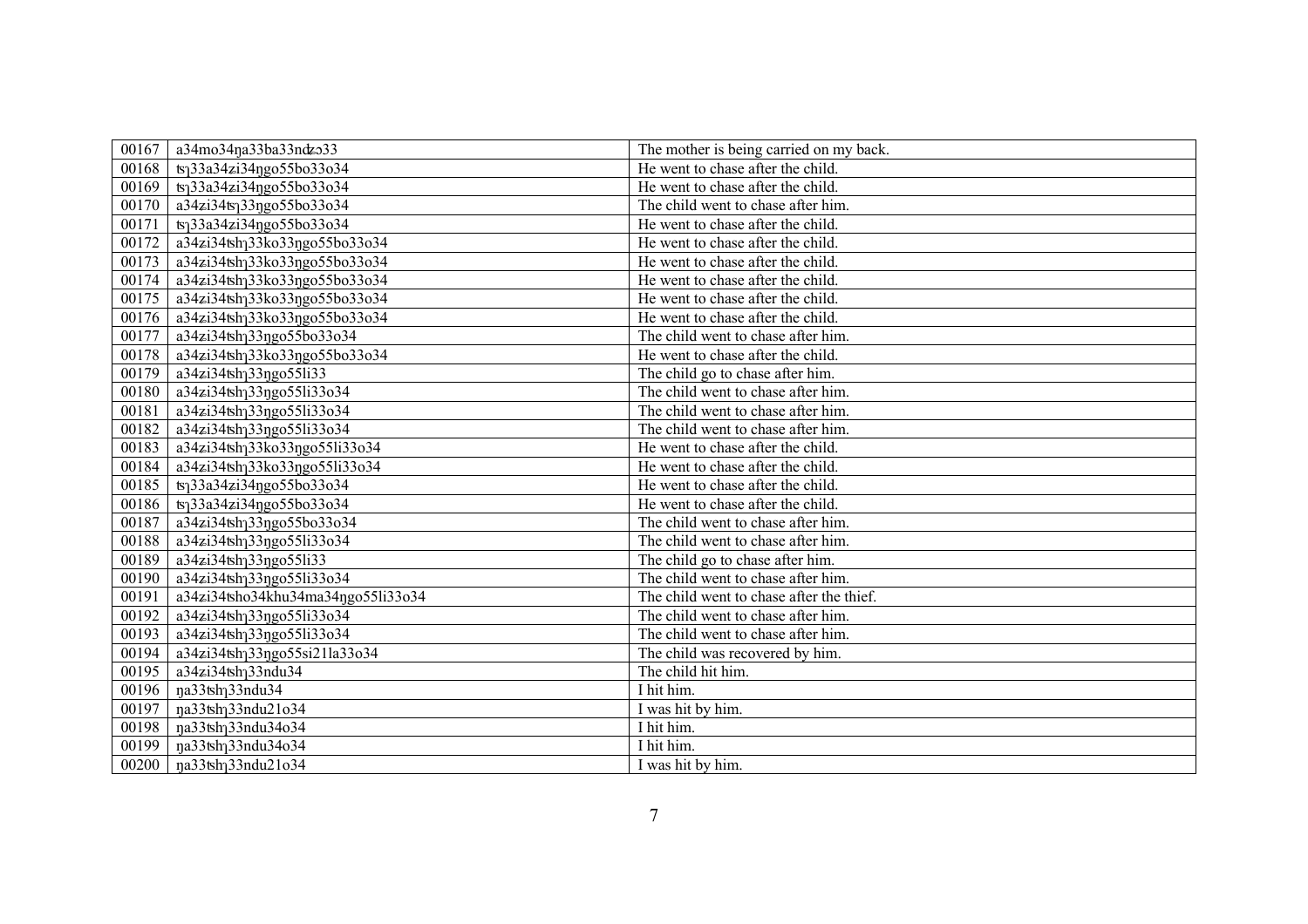| 00167 | a34mo34ŋa33ba33ndʑə33 | The mother is being carried on my back. |
|---|---|---|
| 00168 | tsʅ33a34zi34ŋgo55bo33o34 | He went to chase after the child. |
| 00169 | tsʅ33a34zi34ŋgo55bo33o34 | He went to chase after the child. |
| 00170 | a34zi34tsʅ33ŋgo55bo33o34 | The child went to chase after him. |
| 00171 | tsʅ33a34zi34ŋgo55bo33o34 | He went to chase after the child. |
| 00172 | a34zi34tshʅ33ko33ŋgo55bo33o34 | He went to chase after the child. |
| 00173 | a34zi34tshʅ33ko33ŋgo55bo33o34 | He went to chase after the child. |
| 00174 | a34zi34tshʅ33ko33ŋgo55bo33o34 | He went to chase after the child. |
| 00175 | a34zi34tshʅ33ko33ŋgo55bo33o34 | He went to chase after the child. |
| 00176 | a34zi34tshʅ33ko33ŋgo55bo33o34 | He went to chase after the child. |
| 00177 | a34zi34tshʅ33ŋgo55bo33o34 | The child went to chase after him. |
| 00178 | a34zi34tshʅ33ko33ŋgo55bo33o34 | He went to chase after the child. |
| 00179 | a34zi34tshʅ33ŋgo55li33 | The child go to chase after him. |
| 00180 | a34zi34tshʅ33ŋgo55li33o34 | The child went to chase after him. |
| 00181 | a34zi34tshʅ33ŋgo55li33o34 | The child went to chase after him. |
| 00182 | a34zi34tshʅ33ŋgo55li33o34 | The child went to chase after him. |
| 00183 | a34zi34tshʅ33ko33ŋgo55li33o34 | He went to chase after the child. |
| 00184 | a34zi34tshʅ33ko33ŋgo55li33o34 | He went to chase after the child. |
| 00185 | tsʅ33a34zi34ŋgo55bo33o34 | He went to chase after the child. |
| 00186 | tsʅ33a34zi34ŋgo55bo33o34 | He went to chase after the child. |
| 00187 | a34zi34tshʅ33ŋgo55bo33o34 | The child went to chase after him. |
| 00188 | a34zi34tshʅ33ŋgo55li33o34 | The child went to chase after him. |
| 00189 | a34zi34tshʅ33ŋgo55li33 | The child go to chase after him. |
| 00190 | a34zi34tshʅ33ŋgo55li33o34 | The child went to chase after him. |
| 00191 | a34zi34tsho34khu34ma34ŋgo55li33o34 | The child went to chase after the thief. |
| 00192 | a34zi34tshʅ33ŋgo55li33o34 | The child went to chase after him. |
| 00193 | a34zi34tshʅ33ŋgo55li33o34 | The child went to chase after him. |
| 00194 | a34zi34tshʅ33ŋgo55si21la33o34 | The child was recovered by him. |
| 00195 | a34zi34tshʅ33ndu34 | The child hit him. |
| 00196 | ŋa33tshʅ33ndu34 | I hit him. |
| 00197 | ŋa33tshʅ33ndu21o34 | I was hit by him. |
| 00198 | ŋa33tshʅ33ndu34o34 | I hit him. |
| 00199 | ŋa33tshʅ33ndu34o34 | I hit him. |
| 00200 | ŋa33tshʅ33ndu21o34 | I was hit by him. |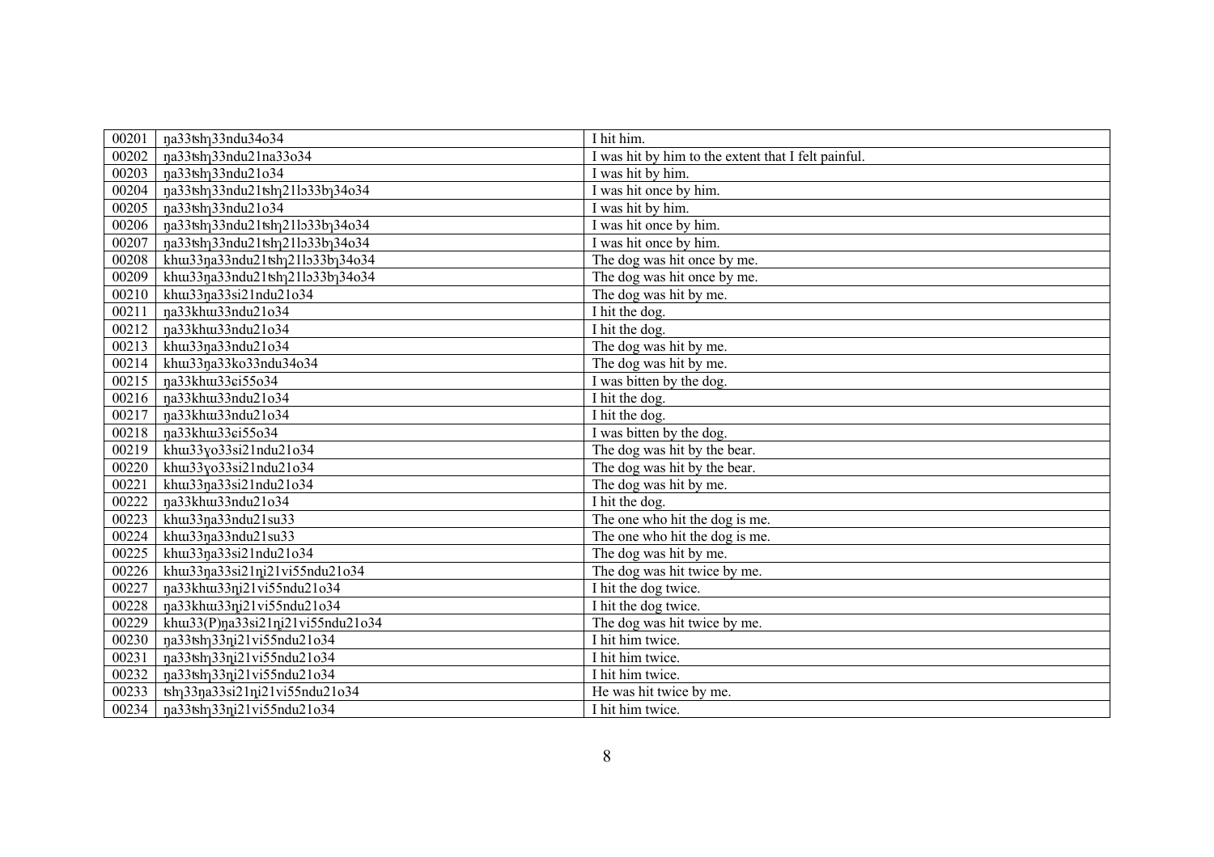| 00201 | ŋa33tshɿ33ndu34o34 | I hit him. |
|---|---|---|
| 00202 | ŋa33tshɿ33ndu21na33o34 | I was hit by him to the extent that I felt painful. |
| 00203 | ŋa33tshɿ33ndu21o34 | I was hit by him. |
| 00204 | ŋa33tshɿ33ndu21tshɿ21lɔ33bɿ34o34 | I was hit once by him. |
| 00205 | ŋa33tshɿ33ndu21o34 | I was hit by him. |
| 00206 | ŋa33tshɿ33ndu21tshɿ21lɔ33bɿ34o34 | I was hit once by him. |
| 00207 | ŋa33tshɿ33ndu21tshɿ21lɔ33bɿ34o34 | I was hit once by him. |
| 00208 | khɯ33ŋa33ndu21tshɿ21lɔ33bɿ34o34 | The dog was hit once by me. |
| 00209 | khɯ33ŋa33ndu21tshɿ21lɔ33bɿ34o34 | The dog was hit once by me. |
| 00210 | khɯ33ŋa33si21ndu21o34 | The dog was hit by me. |
| 00211 | ŋa33khɯ33ndu21o34 | I hit the dog. |
| 00212 | ŋa33khɯ33ndu21o34 | I hit the dog. |
| 00213 | khɯ33ŋa33ndu21o34 | The dog was hit by me. |
| 00214 | khɯ33ŋa33ko33ndu34o34 | The dog was hit by me. |
| 00215 | ŋa33khɯ33ɕi55o34 | I was bitten by the dog. |
| 00216 | ŋa33khɯ33ndu21o34 | I hit the dog. |
| 00217 | ŋa33khɯ33ndu21o34 | I hit the dog. |
| 00218 | ŋa33khɯ33ɕi55o34 | I was bitten by the dog. |
| 00219 | khɯ33ɣo33si21ndu21o34 | The dog was hit by the bear. |
| 00220 | khɯ33ɣo33si21ndu21o34 | The dog was hit by the bear. |
| 00221 | khɯ33ŋa33si21ndu21o34 | The dog was hit by me. |
| 00222 | ŋa33khɯ33ndu21o34 | I hit the dog. |
| 00223 | khɯ33ŋa33ndu21su33 | The one who hit the dog is me. |
| 00224 | khɯ33ŋa33ndu21su33 | The one who hit the dog is me. |
| 00225 | khɯ33ŋa33si21ndu21o34 | The dog was hit by me. |
| 00226 | khɯ33ŋa33si21ȵi21vi55ndu21o34 | The dog was hit twice by me. |
| 00227 | ŋa33khɯ33ȵi21vi55ndu21o34 | I hit the dog twice. |
| 00228 | ŋa33khɯ33ȵi21vi55ndu21o34 | I hit the dog twice. |
| 00229 | khɯ33(P)ŋa33si21ȵi21vi55ndu21o34 | The dog was hit twice by me. |
| 00230 | ŋa33tshɿ33ȵi21vi55ndu21o34 | I hit him twice. |
| 00231 | ŋa33tshɿ33ȵi21vi55ndu21o34 | I hit him twice. |
| 00232 | ŋa33tshɿ33ȵi21vi55ndu21o34 | I hit him twice. |
| 00233 | tshɿ33ŋa33si21ȵi21vi55ndu21o34 | He was hit twice by me. |
| 00234 | ŋa33tshɿ33ȵi21vi55ndu21o34 | I hit him twice. |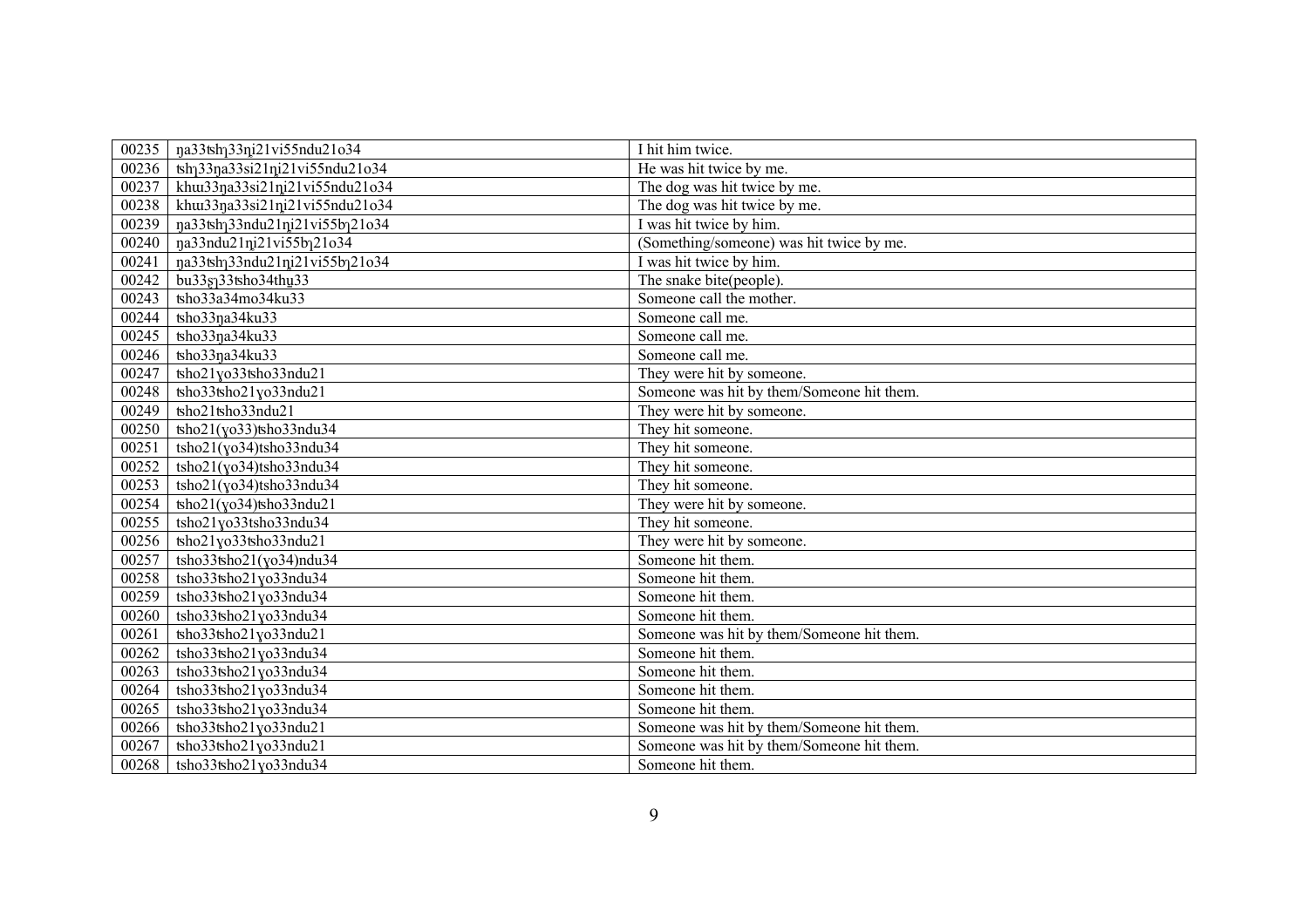| | | |
|---|---|---|
| 00235 | ŋa33tshɿ33ŋi21vi55ndu21o34 | I hit him twice. |
| 00236 | tshɿ33ŋa33si21ŋi21vi55ndu21o34 | He was hit twice by me. |
| 00237 | khɯ33ŋa33si21ŋi21vi55ndu21o34 | The dog was hit twice by me. |
| 00238 | khɯ33ŋa33si21ŋi21vi55ndu21o34 | The dog was hit twice by me. |
| 00239 | ŋa33tshɿ33ndu21ŋi21vi55bɿ21o34 | I was hit twice by him. |
| 00240 | ŋa33ndu21ŋi21vi55bɿ21o34 | (Something/someone) was hit twice by me. |
| 00241 | ŋa33tshɿ33ndu21ŋi21vi55bɿ21o34 | I was hit twice by him. |
| 00242 | bu33ʂɿ33tsho34thu̥33 | The snake bite(people). |
| 00243 | tsho33a34mo34ku33 | Someone call the mother. |
| 00244 | tsho33ŋa34ku33 | Someone call me. |
| 00245 | tsho33ŋa34ku33 | Someone call me. |
| 00246 | tsho33ŋa34ku33 | Someone call me. |
| 00247 | tsho21ɣo33tsho33ndu21 | They were hit by someone. |
| 00248 | tsho33tsho21ɣo33ndu21 | Someone was hit by them/Someone hit them. |
| 00249 | tsho21tsho33ndu21 | They were hit by someone. |
| 00250 | tsho21(ɣo33)tsho33ndu34 | They hit someone. |
| 00251 | tsho21(ɣo34)tsho33ndu34 | They hit someone. |
| 00252 | tsho21(ɣo34)tsho33ndu34 | They hit someone. |
| 00253 | tsho21(ɣo34)tsho33ndu34 | They hit someone. |
| 00254 | tsho21(ɣo34)tsho33ndu21 | They were hit by someone. |
| 00255 | tsho21ɣo33tsho33ndu34 | They hit someone. |
| 00256 | tsho21ɣo33tsho33ndu21 | They were hit by someone. |
| 00257 | tsho33tsho21(ɣo34)ndu34 | Someone hit them. |
| 00258 | tsho33tsho21ɣo33ndu34 | Someone hit them. |
| 00259 | tsho33tsho21ɣo33ndu34 | Someone hit them. |
| 00260 | tsho33tsho21ɣo33ndu34 | Someone hit them. |
| 00261 | tsho33tsho21ɣo33ndu21 | Someone was hit by them/Someone hit them. |
| 00262 | tsho33tsho21ɣo33ndu34 | Someone hit them. |
| 00263 | tsho33tsho21ɣo33ndu34 | Someone hit them. |
| 00264 | tsho33tsho21ɣo33ndu34 | Someone hit them. |
| 00265 | tsho33tsho21ɣo33ndu34 | Someone hit them. |
| 00266 | tsho33tsho21ɣo33ndu21 | Someone was hit by them/Someone hit them. |
| 00267 | tsho33tsho21ɣo33ndu21 | Someone was hit by them/Someone hit them. |
| 00268 | tsho33tsho21ɣo33ndu34 | Someone hit them. |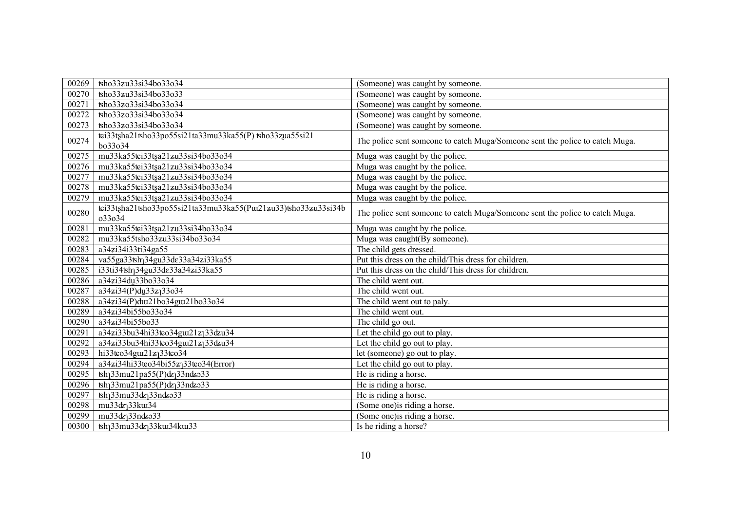| 00269 | tsho33ʑu33si34bo33o34 | (Someone) was caught by someone. |
|---|---|---|
| 00270 | tsho33ʑu33si34bo33o33 | (Someone) was caught by someone. |
| 00271 | tsho33ʑo33si34bo33o34 | (Someone) was caught by someone. |
| 00272 | tsho33ʑo33si34bo33o34 | (Someone) was caught by someone. |
| 00273 | tsho33ʑo33si34bo33o34 | (Someone) was caught by someone. |
| 00274 | tɕi33tʂha21tsho33po55si21ta33mu33ka55(P) tsho33ʐua55si21 bo33o34 | The police sent someone to catch Muga/Someone sent the police to catch Muga. |
| 00275 | mu33ka55tɕi33tʂa21ʑu33si34bo33o34 | Muga was caught by the police. |
| 00276 | mu33ka55tɕi33tʂa21ʑu33si34bo33o34 | Muga was caught by the police. |
| 00277 | mu33ka55tɕi33tʂa21ʑu33si34bo33o34 | Muga was caught by the police. |
| 00278 | mu33ka55tɕi33tʂa21ʑu33si34bo33o34 | Muga was caught by the police. |
| 00279 | mu33ka55tɕi33tʂa21ʑu33si34bo33o34 | Muga was caught by the police. |
| 00280 | tɕi33tʂha21tsho33po55si21ta33mu33ka55(Pɯ21ʑu33)tsho33ʑu33si34bo33o34 | The police sent someone to catch Muga/Someone sent the police to catch Muga. |
| 00281 | mu33ka55tɕi33tʂa21ʑu33si34bo33o34 | Muga was caught by the police. |
| 00282 | mu33ka55tsho33ʑu33si34bo33o34 | Muga was caught(By someone). |
| 00283 | a34ʑi34i33ti34ga55 | The child gets dressed. |
| 00284 | va55ga33tshɿ34gu33dɛ33a34ʑi33ka55 | Put this dress on the child/This dress for children. |
| 00285 | i33ti34tshɿ34gu33dɛ33a34ʑi33ka55 | Put this dress on the child/This dress for children. |
| 00286 | a34ʑi34dʮ33bo33o34 | The child went out. |
| 00287 | a34ʑi34(P)dʮ33zɿ33o34 | The child went out. |
| 00288 | a34ʑi34(P)dɯ21bo34gɯ21bo33o34 | The child went out to paly. |
| 00289 | a34ʑi34bi55bo33o34 | The child went out. |
| 00290 | a34ʑi34bi55bo33 | The child go out. |
| 00291 | a34ʑi33bu34hi33tɕo34gɯ21zɿ33dʑu34 | Let the child go out to play. |
| 00292 | a34ʑi33bu34hi33tɕo34gɯ21zɿ33dʑu34 | Let the child go out to play. |
| 00293 | hi33tɕo34gɯ21zɿ33tɕo34 | let (someone) go out to play. |
| 00294 | a34ʑi34hi33tɕo34bi55zɿ33tɕo34(Error) | Let the child go out to play. |
| 00295 | tshɿ33mu21pa55(P)dʐɿ33ndʑɔ33 | He is riding a horse. |
| 00296 | tshɿ33mu21pa55(P)dʐɿ33ndʑɔ33 | He is riding a horse. |
| 00297 | tshɿ33mu33dʐɿ33ndʑɔ33 | He is riding a horse. |
| 00298 | mu33dʐɿ33kɯ34 | (Some one)is riding a horse. |
| 00299 | mu33dʐɿ33ndʑɔ33 | (Some one)is riding a horse. |
| 00300 | tshɿ33mu33dʐɿ33kɯ34kɯ33 | Is he riding a horse? |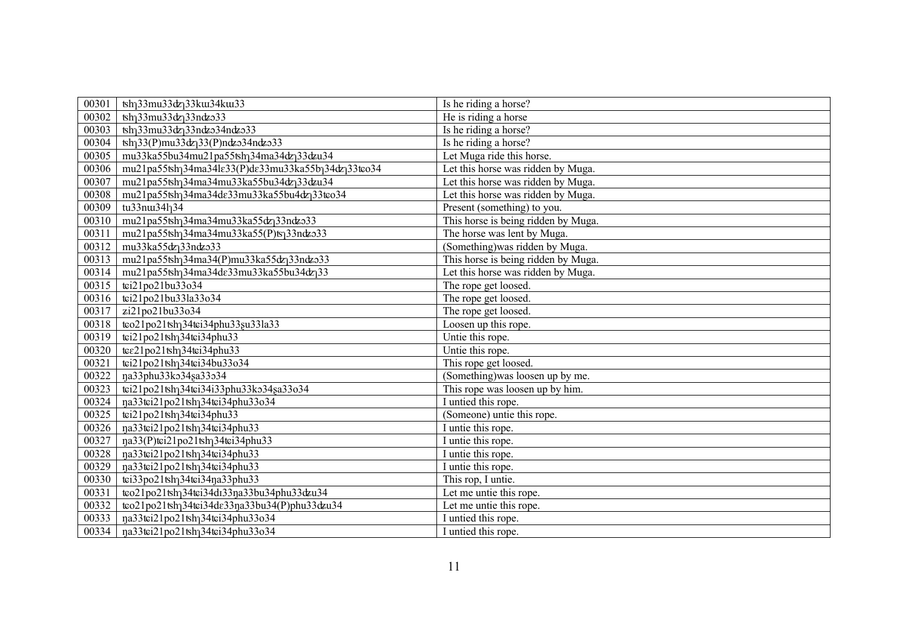| 00301 | tshɿ33mu33ʥɿ33kɯ34kɯ33 | Is he riding a horse? |
|---|---|---|
| 00302 | tshɿ33mu33ʥɿ33nʥɔ33 | He is riding a horse |
| 00303 | tshɿ33mu33ʥɿ33nʥɔ34nʥɔ33 | Is he riding a horse? |
| 00304 | tshɿ33(P)mu33ʥɿ33(P)nʥɔ34nʥɔ33 | Is he riding a horse? |
| 00305 | mu33ka55bu34mu21pa55tshɿ34ma34ʥɿ33ʥu34 | Let Muga ride this horse. |
| 00306 | mu21pa55tshɿ34ma34lɛ33(P)dɛ33mu33ka55bɿ34ʥɿ33ʨo34 | Let this horse was ridden by Muga. |
| 00307 | mu21pa55tshɿ34ma34mu33ka55bu34ʥɿ33ʥu34 | Let this horse was ridden by Muga. |
| 00308 | mu21pa55tshɿ34ma34dɛ33mu33ka55bu4ʥɿ33ʨo34 | Let this horse was ridden by Muga. |
| 00309 | tu33nɯ34lɿ34 | Present (something) to you. |
| 00310 | mu21pa55tshɿ34ma34mu33ka55ʥɿ33nʥɔ33 | This horse is being ridden by Muga. |
| 00311 | mu21pa55tshɿ34ma34mu33ka55(P)tsɿ33nʥɔ33 | The horse was lent by Muga. |
| 00312 | mu33ka55ʥɿ33nʥɔ33 | (Something)was ridden by Muga. |
| 00313 | mu21pa55tshɿ34ma34(P)mu33ka55ʥɿ33nʥɔ33 | This horse is being ridden by Muga. |
| 00314 | mu21pa55tshɿ34ma34dɛ33mu33ka55bu34ʥɿ33 | Let this horse was ridden by Muga. |
| 00315 | ʨi21po21bu33o34 | The rope get loosed. |
| 00316 | ʨi21po21bu33la33o34 | The rope get loosed. |
| 00317 | ʑi21po21bu33o34 | The rope get loosed. |
| 00318 | ʨo21po21tshɿ34ʨi34phu33ʂu33la33 | Loosen up this rope. |
| 00319 | ʨi21po21tshɿ34ʨi34phu33 | Untie this rope. |
| 00320 | ʨɛ21po21tshɿ34ʨi34phu33 | Untie this rope. |
| 00321 | ʨi21po21tshɿ34ʨi34bu33o34 | This rope get loosed. |
| 00322 | ŋa33phu33kɔ34ʂa33ɔ34 | (Something)was loosen up by me. |
| 00323 | ʨi21po21tshɿ34ʨi34i33phu33kɔ34ʂa33o34 | This rope was loosen up by him. |
| 00324 | ŋa33ʨi21po21tshɿ34ʨi34phu33o34 | I untied this rope. |
| 00325 | ʨi21po21tshɿ34ʨi34phu33 | (Someone) untie this rope. |
| 00326 | ŋa33ʨi21po21tshɿ34ʨi34phu33 | I untie this rope. |
| 00327 | ŋa33(P)ʨi21po21tshɿ34ʨi34phu33 | I untie this rope. |
| 00328 | ŋa33ʨi21po21tshɿ34ʨi34phu33 | I untie this rope. |
| 00329 | ŋa33ʨi21po21tshɿ34ʨi34phu33 | I untie this rope. |
| 00330 | ʨi33po21tshɿ34ʨi34ŋa33phu33 | This rop, I untie. |
| 00331 | ʨo21po21tshɿ34ʨi34dɪ33ŋa33bu34phu33ʥu34 | Let me untie this rope. |
| 00332 | ʨo21po21tshɿ34ʨi34dɛ33ŋa33bu34(P)phu33ʥu34 | Let me untie this rope. |
| 00333 | ŋa33ʨi21po21tshɿ34ʨi34phu33o34 | I untied this rope. |
| 00334 | ŋa33ʨi21po21tshɿ34ʨi34phu33o34 | I untied this rope. |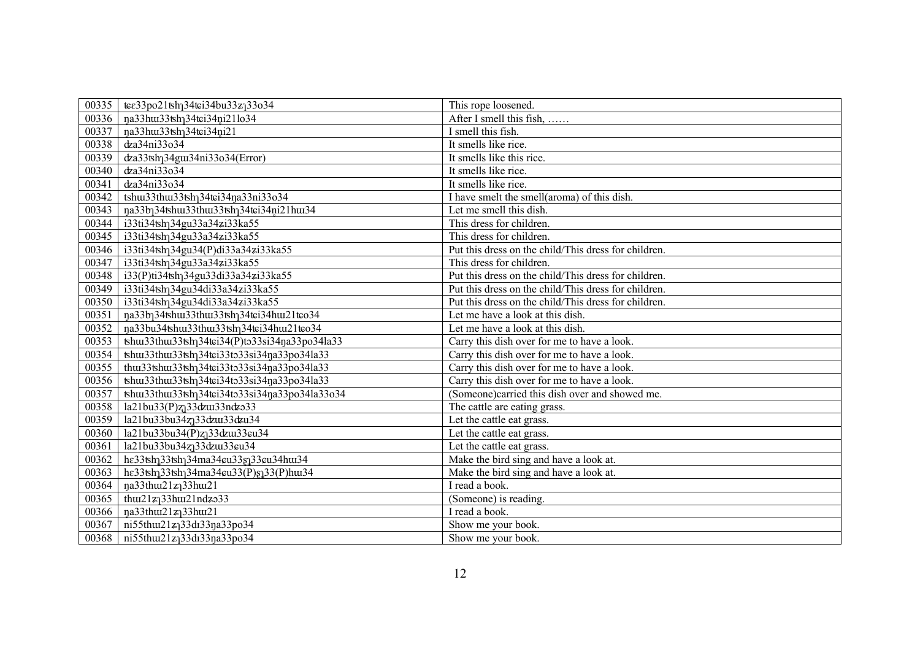| 00335 | tɕɛ33po21tshʅ34tɕi34bu33zʅ33o34 | This rope loosened. |
|---|---|---|
| 00336 | ŋa33hɯ33tshʅ34tɕi34n̥i21lo34 | After I smell this fish, …… |
| 00337 | ŋa33hɯ33tshʅ34tɕi34n̥i21 | I smell this fish. |
| 00338 | dʑa34ni33o34 | It smells like rice. |
| 00339 | dʑa33tshʅ34gɯ34ni33o34(Error) | It smells like this rice. |
| 00340 | dʑa34ni33o34 | It smells like rice. |
| 00341 | dʑa34ni33o34 | It smells like rice. |
| 00342 | tshɯ33thɯ33tshʅ34tɕi34ŋa33ni33o34 | I have smelt the smell(aroma) of this dish. |
| 00343 | ŋa33bʅ34tshɯ33thɯ33tshʅ34tɕi34n̥i21hɯ34 | Let me smell this dish. |
| 00344 | i33ti34tshʅ34gu33a34ʑi33ka55 | This dress for children. |
| 00345 | i33ti34tshʅ34gu33a34ʑi33ka55 | This dress for children. |
| 00346 | i33ti34tshʅ34gu34(P)di33a34ʑi33ka55 | Put this dress on the child/This dress for children. |
| 00347 | i33ti34tshʅ34gu33a34ʑi33ka55 | This dress for children. |
| 00348 | i33(P)ti34tshʅ34gu33di33a34ʑi33ka55 | Put this dress on the child/This dress for children. |
| 00349 | i33ti34tshʅ34gu34di33a34ʑi33ka55 | Put this dress on the child/This dress for children. |
| 00350 | i33ti34tshʅ34gu34di33a34ʑi33ka55 | Put this dress on the child/This dress for children. |
| 00351 | ŋa33bʅ34tshɯ33thɯ33tshʅ34tɕi34hɯ21tɕo34 | Let me have a look at this dish. |
| 00352 | ŋa33bu34tshɯ33thɯ33tshʅ34tɕi34hɯ21tɕo34 | Let me have a look at this dish. |
| 00353 | tshɯ33thɯ33tshʅ34tɕi34(P)tɔ33si34ŋa33po34la33 | Carry this dish over for me to have a look. |
| 00354 | tshɯ33thɯ33tshʅ34tɕi33tɔ33si34ŋa33po34la33 | Carry this dish over for me to have a look. |
| 00355 | thɯ33tshɯ33tshʅ34tɕi33tɔ33si34ŋa33po34la33 | Carry this dish over for me to have a look. |
| 00356 | tshɯ33thɯ33tshʅ34tɕi34tɔ33si34ŋa33po34la33 | Carry this dish over for me to have a look. |
| 00357 | tshɯ33thɯ33tshʅ34tɕi34tɔ33si34ŋa33po34la33o34 | (Someone)carried this dish over and showed me. |
| 00358 | la21bu33(P)zʅ33dʑɯ33ndʑɔ33 | The cattle are eating grass. |
| 00359 | la21bu33bu34zʅ33dʑɯ33dʑu34 | Let the cattle eat grass. |
| 00360 | la21bu33bu34(P)zʅ33dʑɯ33ɕu34 | Let the cattle eat grass. |
| 00361 | la21bu33bu34zʅ33dʑɯ33ɕu34 | Let the cattle eat grass. |
| 00362 | hɛ33tshʅ33tshʅ34ma34ɕu33ʂʅ33ɕu34hɯ34 | Make the bird sing and have a look at. |
| 00363 | hɛ33tshʅ33tshʅ34ma34ɕu33(P)ʂʅ33(P)hɯ34 | Make the bird sing and have a look at. |
| 00364 | ŋa33thɯ21zʅ33hɯ21 | I read a book. |
| 00365 | thɯ21zʅ33hɯ21ndʑɔ33 | (Someone) is reading. |
| 00366 | ŋa33thɯ21zʅ33hɯ21 | I read a book. |
| 00367 | ni55thɯ21zʅ33dɪ33ŋa33po34 | Show me your book. |
| 00368 | ni55thɯ21zʅ33dɪ33ŋa33po34 | Show me your book. |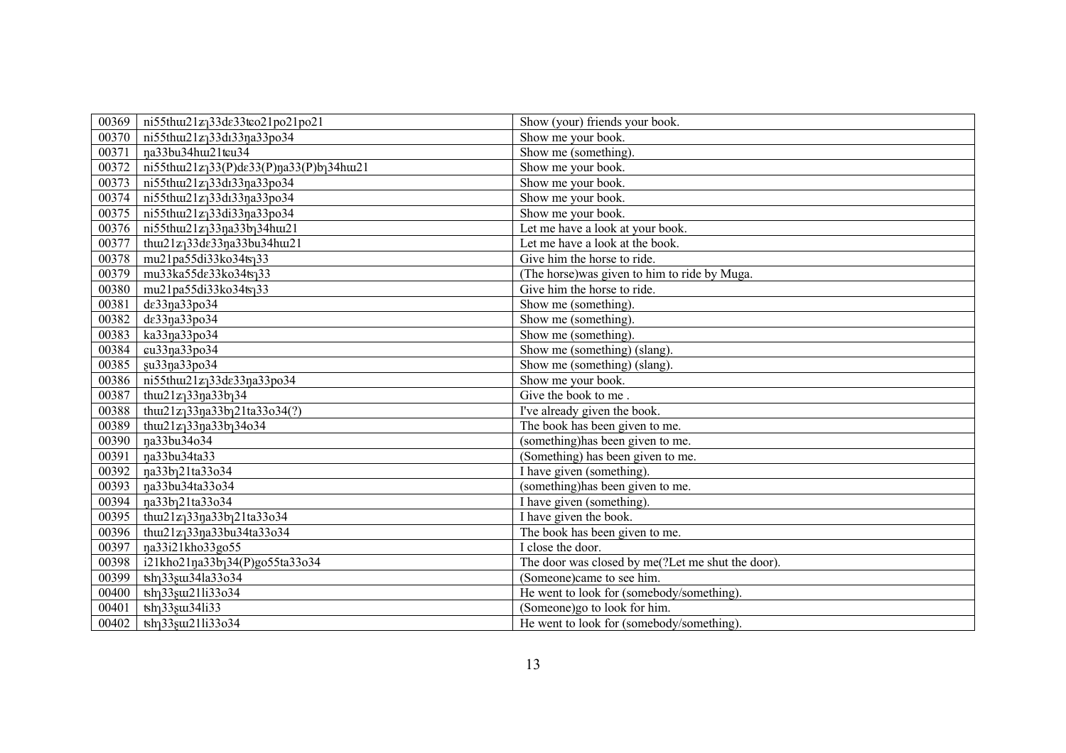| 00369 | ni55thɯ21zʅ33dɛ33tɕo21po21po21 | Show (your) friends your book. |
|---|---|---|
| 00370 | ni55thɯ21zʅ33dɪ33ŋa33po34 | Show me your book. |
| 00371 | ŋa33bu34hɯ21tɕu34 | Show me (something). |
| 00372 | ni55thɯ21zʅ33(P)dɛ33(P)ŋa33(P)bʅ34hɯ21 | Show me your book. |
| 00373 | ni55thɯ21zʅ33dɪ33ŋa33po34 | Show me your book. |
| 00374 | ni55thɯ21zʅ33dɪ33ŋa33po34 | Show me your book. |
| 00375 | ni55thɯ21zʅ33di33ŋa33po34 | Show me your book. |
| 00376 | ni55thɯ21zʅ33ŋa33bʅ34hɯ21 | Let me have a look at your book. |
| 00377 | thɯ21zʅ33dɛ33ŋa33bu34hɯ21 | Let me have a look at the book. |
| 00378 | mu21pa55di33ko34tsʅ33 | Give him the horse to ride. |
| 00379 | mu33ka55dɛ33ko34tsʅ33 | (The horse)was given to him to ride by Muga. |
| 00380 | mu21pa55di33ko34tsʅ33 | Give him the horse to ride. |
| 00381 | dɛ33ŋa33po34 | Show me (something). |
| 00382 | dɛ33ŋa33po34 | Show me (something). |
| 00383 | ka33ŋa33po34 | Show me (something). |
| 00384 | ɕu33ŋa33po34 | Show me (something) (slang). |
| 00385 | ʂu33ŋa33po34 | Show me (something) (slang). |
| 00386 | ni55thɯ21zʅ33dɛ33ŋa33po34 | Show me your book. |
| 00387 | thɯ21zʅ33ŋa33bʅ34 | Give the book to me . |
| 00388 | thɯ21zʅ33ŋa33bʅ21ta33o34(?) | I've already given the book. |
| 00389 | thɯ21zʅ33ŋa33bʅ34o34 | The book has been given to me. |
| 00390 | ŋa33bu34o34 | (something)has been given to me. |
| 00391 | ŋa33bu34ta33 | (Something) has been given to me. |
| 00392 | ŋa33bʅ21ta33o34 | I have given (something). |
| 00393 | ŋa33bu34ta33o34 | (something)has been given to me. |
| 00394 | ŋa33bʅ21ta33o34 | I have given (something). |
| 00395 | thɯ21zʅ33ŋa33bʅ21ta33o34 | I have given the book. |
| 00396 | thɯ21zʅ33ŋa33bu34ta33o34 | The book has been given to me. |
| 00397 | ŋa33i21kho33go55 | I close the door. |
| 00398 | i21kho21ŋa33bʅ34(P)go55ta33o34 | The door was closed by me(?Let me shut the door). |
| 00399 | tshʅ33ʂɯ34la33o34 | (Someone)came to see him. |
| 00400 | tshʅ33ʂɯ21li33o34 | He went to look for (somebody/something). |
| 00401 | tshʅ33ʂɯ34li33 | (Someone)go to look for him. |
| 00402 | tshʅ33ʂɯ21li33o34 | He went to look for (somebody/something). |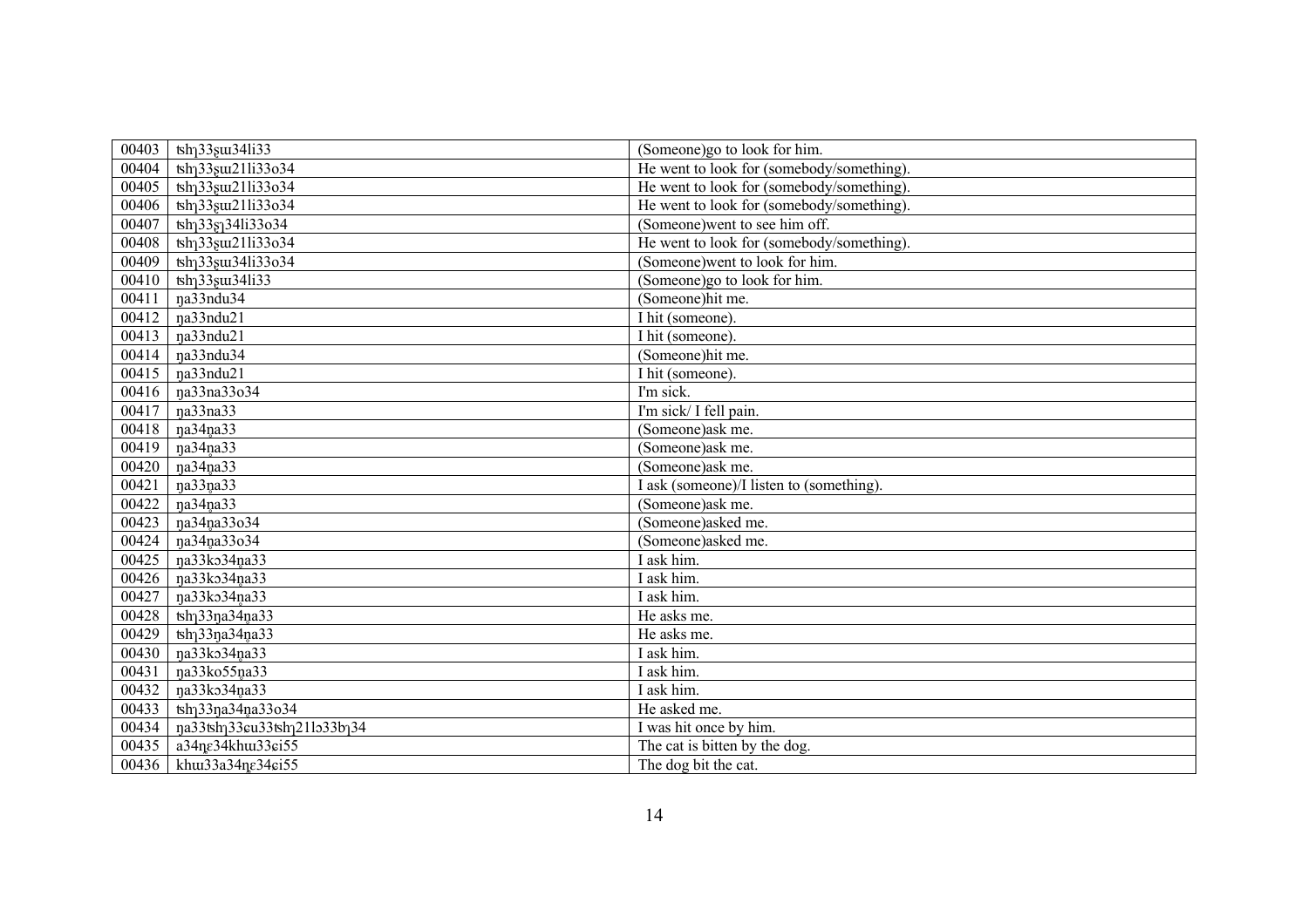| | | |
|---|---|---|
| 00403 | tshɿ33ʂɯ34li33 | (Someone)go to look for him. |
| 00404 | tshɿ33ʂɯ21li33o34 | He went to look for (somebody/something). |
| 00405 | tshɿ33ʂɯ21li33o34 | He went to look for (somebody/something). |
| 00406 | tshɿ33ʂɯ21li33o34 | He went to look for (somebody/something). |
| 00407 | tshɿ33ʂɿ34li33o34 | (Someone)went to see him off. |
| 00408 | tshɿ33ʂɯ21li33o34 | He went to look for (somebody/something). |
| 00409 | tshɿ33ʂɯ34li33o34 | (Someone)went to look for him. |
| 00410 | tshɿ33ʂɯ34li33 | (Someone)go to look for him. |
| 00411 | ŋa33ndu34 | (Someone)hit me. |
| 00412 | ŋa33ndu21 | I hit (someone). |
| 00413 | ŋa33ndu21 | I hit (someone). |
| 00414 | ŋa33ndu34 | (Someone)hit me. |
| 00415 | ŋa33ndu21 | I hit (someone). |
| 00416 | ŋa33na33o34 | I'm sick. |
| 00417 | ŋa33na33 | I'm sick/ I fell pain. |
| 00418 | ŋa34n̥a33 | (Someone)ask me. |
| 00419 | ŋa34n̥a33 | (Someone)ask me. |
| 00420 | ŋa34n̥a33 | (Someone)ask me. |
| 00421 | ŋa33n̥a33 | I ask (someone)/I listen to (something). |
| 00422 | ŋa34n̥a33 | (Someone)ask me. |
| 00423 | ŋa34n̥a33o34 | (Someone)asked me. |
| 00424 | ŋa34n̥a33o34 | (Someone)asked me. |
| 00425 | ŋa33kɔ34n̥a33 | I ask him. |
| 00426 | ŋa33kɔ34n̥a33 | I ask him. |
| 00427 | ŋa33kɔ34n̥a33 | I ask him. |
| 00428 | tshɿ33ŋa34n̥a33 | He asks me. |
| 00429 | tshɿ33ŋa34n̥a33 | He asks me. |
| 00430 | ŋa33kɔ34n̥a33 | I ask him. |
| 00431 | ŋa33ko55n̥a33 | I ask him. |
| 00432 | ŋa33kɔ34n̥a33 | I ask him. |
| 00433 | tshɿ33ŋa34n̥a33o34 | He asked me. |
| 00434 | ŋa33tshɿ33ɕu33tshɿ21lɔ33bɿ34 | I was hit once by him. |
| 00435 | a34n̥ɛ34khɯ33ɕi55 | The cat is bitten by the dog. |
| 00436 | khɯ33a34n̥ɛ34ɕi55 | The dog bit the cat. |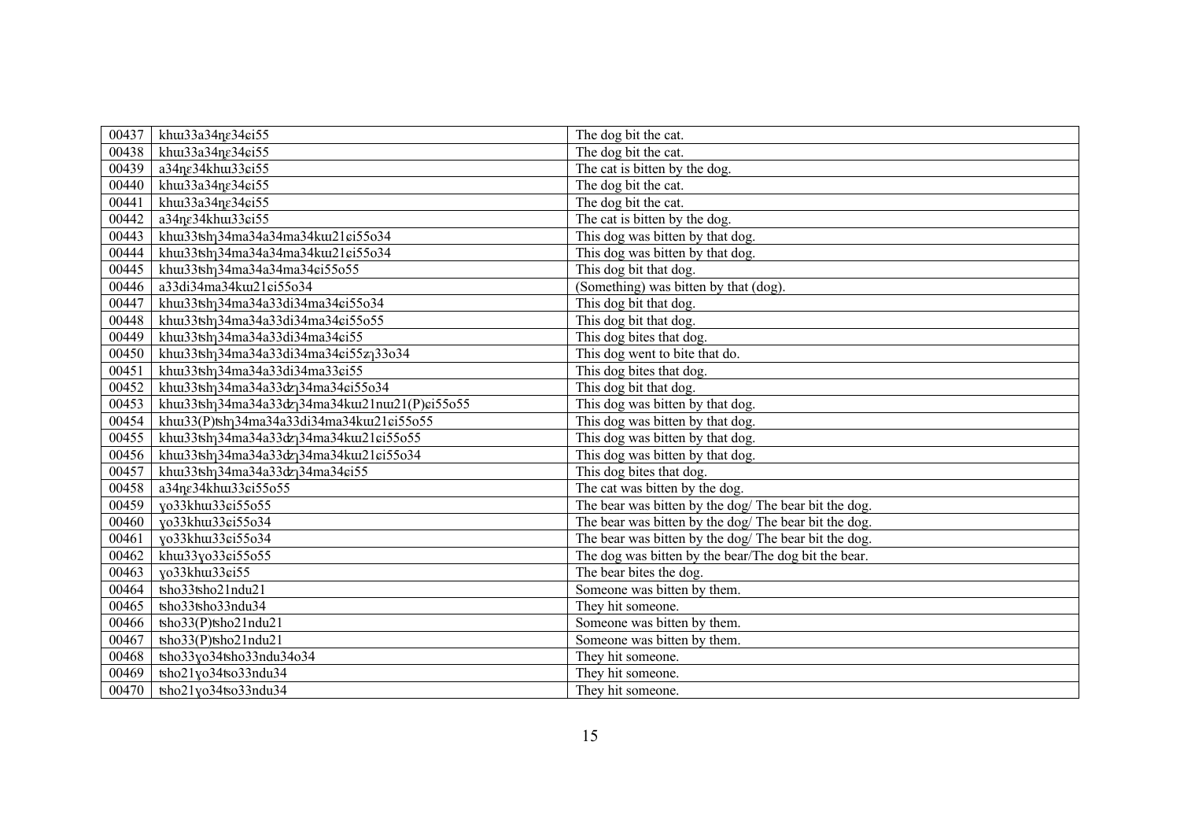| | | |
|---|---|---|
| 00437 | khɯ33a34ɳɛ34ɕi55 | The dog bit the cat. |
| 00438 | khɯ33a34ɳɛ34ɕi55 | The dog bit the cat. |
| 00439 | a34ɳɛ34khɯ33ɕi55 | The cat is bitten by the dog. |
| 00440 | khɯ33a34ɳɛ34ɕi55 | The dog bit the cat. |
| 00441 | khɯ33a34ɳɛ34ɕi55 | The dog bit the cat. |
| 00442 | a34ɳɛ34khɯ33ɕi55 | The cat is bitten by the dog. |
| 00443 | khɯ33tshɿ34ma34a34ma34kɯ21ɕi55o34 | This dog was bitten by that dog. |
| 00444 | khɯ33tshɿ34ma34a34ma34kɯ21ɕi55o34 | This dog was bitten by that dog. |
| 00445 | khɯ33tshɿ34ma34a34ma34ɕi55o55 | This dog bit that dog. |
| 00446 | a33di34ma34kɯ21ɕi55o34 | (Something) was bitten by that (dog). |
| 00447 | khɯ33tshɿ34ma34a33di34ma34ɕi55o34 | This dog bit that dog. |
| 00448 | khɯ33tshɿ34ma34a33di34ma34ɕi55o55 | This dog bit that dog. |
| 00449 | khɯ33tshɿ34ma34a33di34ma34ɕi55 | This dog bites that dog. |
| 00450 | khɯ33tshɿ34ma34a33di34ma34ɕi55zɿ33o34 | This dog went to bite that do. |
| 00451 | khɯ33tshɿ34ma34a33di34ma33ɕi55 | This dog bites that dog. |
| 00452 | khɯ33tshɿ34ma34a33dʑɿ34ma34ɕi55o34 | This dog bit that dog. |
| 00453 | khɯ33tshɿ34ma34a33dʑɿ34ma34kɯ21nɯ21(P)ɕi55o55 | This dog was bitten by that dog. |
| 00454 | khɯ33(P)tshɿ34ma34a33di34ma34kɯ21ɕi55o55 | This dog was bitten by that dog. |
| 00455 | khɯ33tshɿ34ma34a33dʑɿ34ma34kɯ21ɕi55o55 | This dog was bitten by that dog. |
| 00456 | khɯ33tshɿ34ma34a33dʑɿ34ma34kɯ21ɕi55o34 | This dog was bitten by that dog. |
| 00457 | khɯ33tshɿ34ma34a33dʑɿ34ma34ɕi55 | This dog bites that dog. |
| 00458 | a34ɳɛ34khɯ33ɕi55o55 | The cat was bitten by the dog. |
| 00459 | ɣo33khɯ33ɕi55o55 | The bear was bitten by the dog/ The bear bit the dog. |
| 00460 | ɣo33khɯ33ɕi55o34 | The bear was bitten by the dog/ The bear bit the dog. |
| 00461 | ɣo33khɯ33ɕi55o34 | The bear was bitten by the dog/ The bear bit the dog. |
| 00462 | khɯ33ɣo33ɕi55o55 | The dog was bitten by the bear/The dog bit the bear. |
| 00463 | ɣo33khɯ33ɕi55 | The bear bites the dog. |
| 00464 | tsho33tsho21ndu21 | Someone was bitten by them. |
| 00465 | tsho33tsho33ndu34 | They hit someone. |
| 00466 | tsho33(P)tsho21ndu21 | Someone was bitten by them. |
| 00467 | tsho33(P)tsho21ndu21 | Someone was bitten by them. |
| 00468 | tsho33ɣo34tsho33ndu34o34 | They hit someone. |
| 00469 | tsho21ɣo34tso33ndu34 | They hit someone. |
| 00470 | tsho21ɣo34tso33ndu34 | They hit someone. |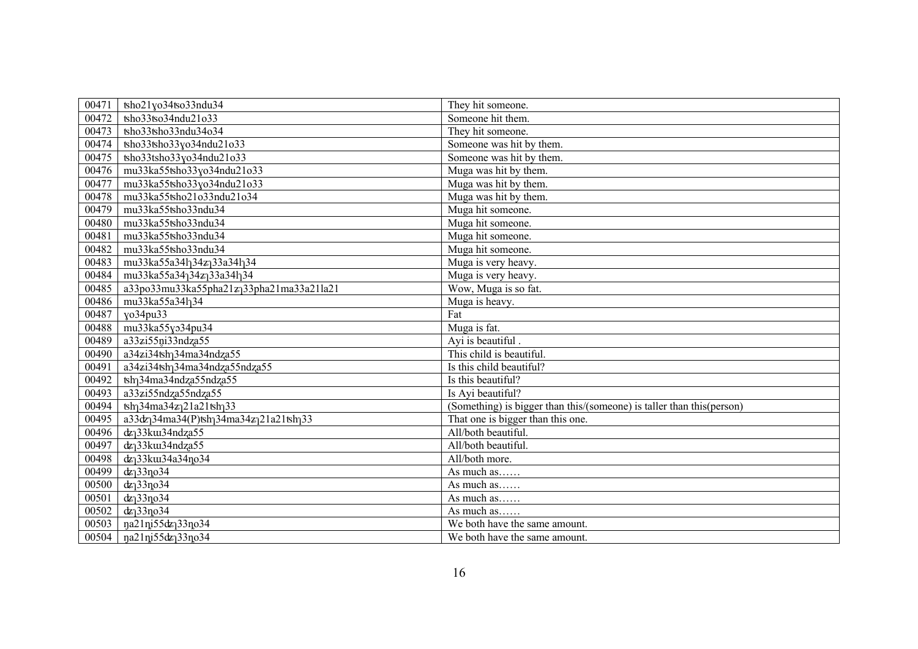| 00471 | tsho21ɣo34tso33ndu34 | They hit someone. |
|---|---|---|
| 00472 | tsho33tso34ndu21o33 | Someone hit them. |
| 00473 | tsho33tsho33ndu34o34 | They hit someone. |
| 00474 | tsho33tsho33ɣo34ndu21o33 | Someone was hit by them. |
| 00475 | tsho33tsho33ɣo34ndu21o33 | Someone was hit by them. |
| 00476 | mu33ka55tsho33ɣo34ndu21o33 | Muga was hit by them. |
| 00477 | mu33ka55tsho33ɣo34ndu21o33 | Muga was hit by them. |
| 00478 | mu33ka55tsho21o33ndu21o34 | Muga was hit by them. |
| 00479 | mu33ka55tsho33ndu34 | Muga hit someone. |
| 00480 | mu33ka55tsho33ndu34 | Muga hit someone. |
| 00481 | mu33ka55tsho33ndu34 | Muga hit someone. |
| 00482 | mu33ka55tsho33ndu34 | Muga hit someone. |
| 00483 | mu33ka55a34lɿ34zɿ33a34lɿ34 | Muga is very heavy. |
| 00484 | mu33ka55a34ɿ34zɿ33a34lɿ34 | Muga is very heavy. |
| 00485 | a33po33mu33ka55pha21zɿ33pha21ma33a21la21 | Wow, Muga is so fat. |
| 00486 | mu33ka55a34lɿ34 | Muga is heavy. |
| 00487 | ɣo34pu33 | Fat |
| 00488 | mu33ka55ɣɔ34pu34 | Muga is fat. |
| 00489 | a33zi55n̥i33ndʐa55 | Ayi is beautiful . |
| 00490 | a34zi34tshɿ34ma34ndʐa55 | This child is beautiful. |
| 00491 | a34zi34tshɿ34ma34ndʐa55ndʐa55 | Is this child beautiful? |
| 00492 | tshɿ34ma34ndʐa55ndʐa55 | Is this beautiful? |
| 00493 | a33zi55ndʐa55ndʐa55 | Is Ayi beautiful? |
| 00494 | tshɿ34ma34zɿ21a21tshɿ33 | (Something) is bigger than this/(someone) is taller than this(person) |
| 00495 | a33dzɿ34ma34(P)tshɿ34ma34zɿ21a21tshɿ33 | That one is bigger than this one. |
| 00496 | dzɿ33kɯ34ndʐa55 | All/both beautiful. |
| 00497 | dzɿ33kɯ34ndʐa55 | All/both beautiful. |
| 00498 | dzɿ33kɯ34a34n̥o34 | All/both more. |
| 00499 | dzɿ33n̥o34 | As much as…… |
| 00500 | dzɿ33n̥o34 | As much as…… |
| 00501 | dzɿ33n̥o34 | As much as…… |
| 00502 | dzɿ33n̥o34 | As much as…… |
| 00503 | ŋa21n̥i55dzɿ33n̥o34 | We both have the same amount. |
| 00504 | ŋa21n̥i55dzɿ33n̥o34 | We both have the same amount. |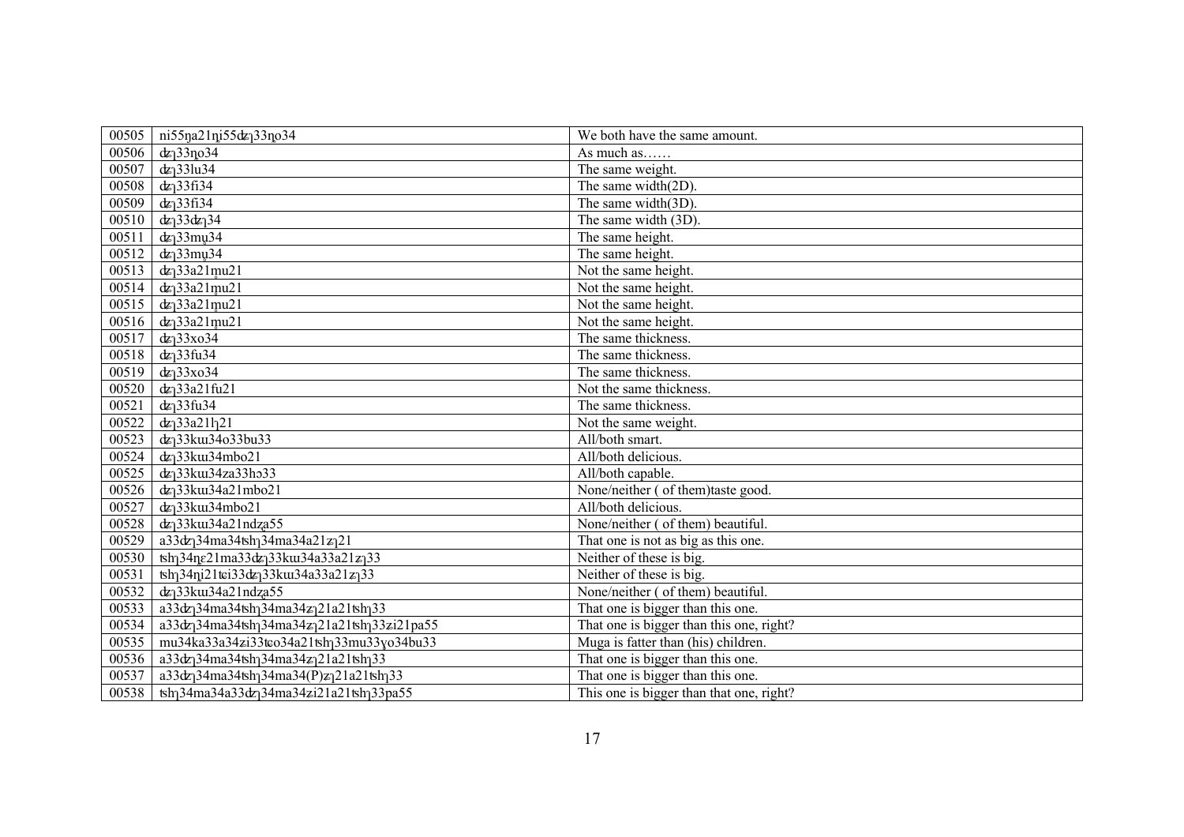| 00505 | ni55ŋa21ɲi55dʑʅ33ɳo34 | We both have the same amount. |
|---|---|---|
| 00506 | dʑʅ33ɳo34 | As much as…… |
| 00507 | dʑʅ33lu34 | The same weight. |
| 00508 | dʑʅ33fi34 | The same width(2D). |
| 00509 | dʑʅ33fi34 | The same width(3D). |
| 00510 | dʑʅ33dʑʅ34 | The same width (3D). |
| 00511 | dʑʅ33mu̥34 | The same height. |
| 00512 | dʑʅ33mu̥34 | The same height. |
| 00513 | dʑʅ33a21m̥u21 | Not the same height. |
| 00514 | dʑʅ33a21m̥u21 | Not the same height. |
| 00515 | dʑʅ33a21m̥u21 | Not the same height. |
| 00516 | dʑʅ33a21m̥u21 | Not the same height. |
| 00517 | dʑʅ33xo34 | The same thickness. |
| 00518 | dʑʅ33fu34 | The same thickness. |
| 00519 | dʑʅ33xo34 | The same thickness. |
| 00520 | dʑʅ33a21fu21 | Not the same thickness. |
| 00521 | dʑʅ33fu34 | The same thickness. |
| 00522 | dʑʅ33a21lʅ21 | Not the same weight. |
| 00523 | dʑʅ33kɯ34o33bu33 | All/both smart. |
| 00524 | dʑʅ33kɯ34mbo21 | All/both delicious. |
| 00525 | dʑʅ33kɯ34za33hɔ33 | All/both capable. |
| 00526 | dʑʅ33kɯ34a21mbo21 | None/neither ( of them)taste good. |
| 00527 | dʑʅ33kɯ34mbo21 | All/both delicious. |
| 00528 | dʑʅ33kɯ34a21ndza̠55 | None/neither ( of them) beautiful. |
| 00529 | a33dʑʅ34ma34tshʅ34ma34a21zʅ21 | That one is not as big as this one. |
| 00530 | tshʅ34ɲɛ21ma33dʑʅ33kɯ34a33a21zʅ33 | Neither of these is big. |
| 00531 | tshʅ34ɲi21tɕi33dʑʅ33kɯ34a33a21zʅ33 | Neither of these is big. |
| 00532 | dʑʅ33kɯ34a21ndza̠55 | None/neither ( of them) beautiful. |
| 00533 | a33dʑʅ34ma34tshʅ34ma34zʅ21a21tshʅ33 | That one is bigger than this one. |
| 00534 | a33dʑʅ34ma34tshʅ34ma34zʅ21a21tshʅ33zi21pa55 | That one is bigger than this one, right? |
| 00535 | mu34ka33a34zi33tɕo34a21tshʅ33mu33ɣo34bu33 | Muga is fatter than (his) children. |
| 00536 | a33dʑʅ34ma34tshʅ34ma34zʅ21a21tshʅ33 | That one is bigger than this one. |
| 00537 | a33dʑʅ34ma34tshʅ34ma34(P)zʅ21a21tshʅ33 | That one is bigger than this one. |
| 00538 | tshʅ34ma34a33dʑʅ34ma34zi21a21tshʅ33pa55 | This one is bigger than that one, right? |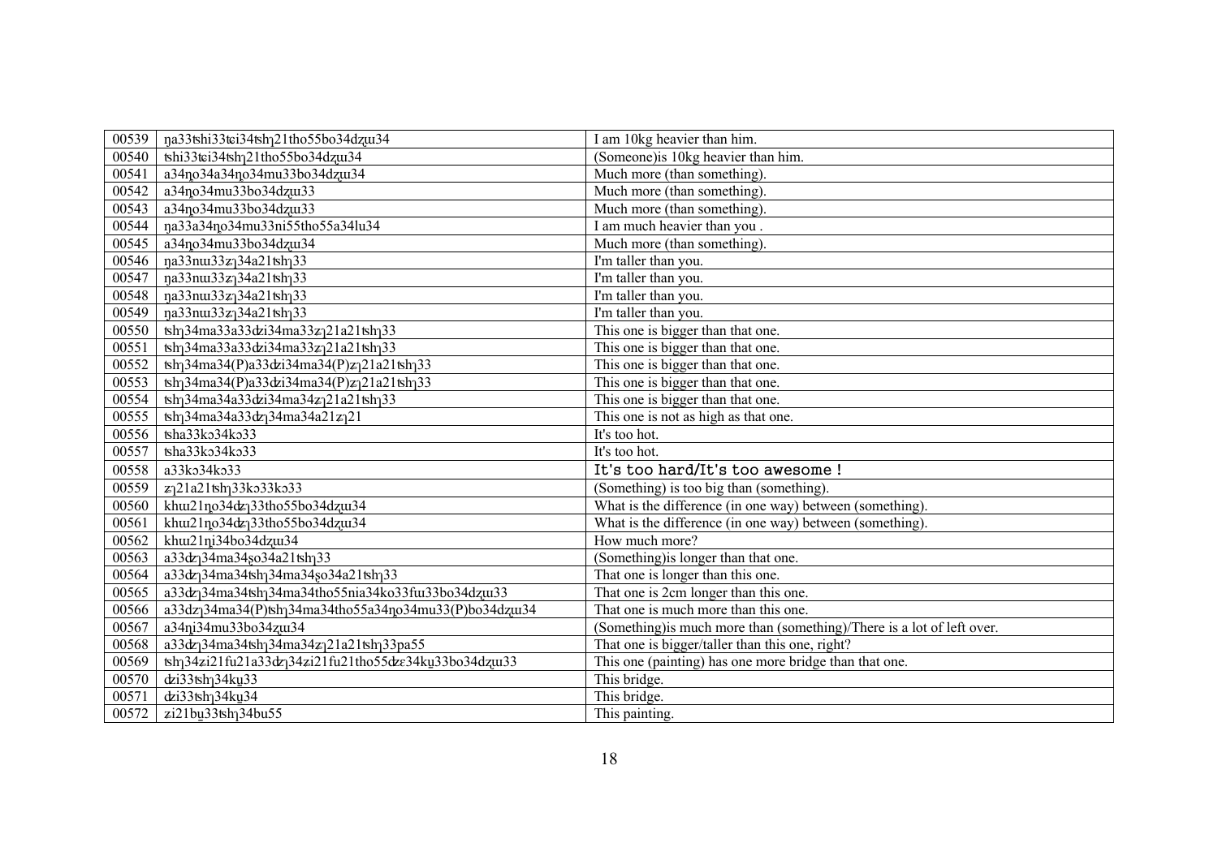| 00539 | ŋa33tshi33tɕi34tshɿ21tho55bo34dʐɯ34 | I am 10kg heavier than him. |
|---|---|---|
| 00540 | tshi33tɕi34tshɿ21tho55bo34dʐɯ34 | (Someone)is 10kg heavier than him. |
| 00541 | a34ŋo34a34ŋo34mu33bo34dʐɯ34 | Much more (than something). |
| 00542 | a34ŋo34mu33bo34dʐɯ33 | Much more (than something). |
| 00543 | a34ŋo34mu33bo34dʐɯ33 | Much more (than something). |
| 00544 | ŋa33a34ŋo34mu33ni55tho55a34lu34 | I am much heavier than you . |
| 00545 | a34ŋo34mu33bo34dʐɯ34 | Much more (than something). |
| 00546 | ŋa33nɯ33zɿ34a21tshɿ33 | I'm taller than you. |
| 00547 | ŋa33nɯ33zɿ34a21tshɿ33 | I'm taller than you. |
| 00548 | ŋa33nɯ33zɿ34a21tshɿ33 | I'm taller than you. |
| 00549 | ŋa33nɯ33zɿ34a21tshɿ33 | I'm taller than you. |
| 00550 | tshɿ34ma33a33dʑi34ma33zɿ21a21tshɿ33 | This one is bigger than that one. |
| 00551 | tshɿ34ma33a33dʑi34ma33zɿ21a21tshɿ33 | This one is bigger than that one. |
| 00552 | tshɿ34ma34(P)a33dʑi34ma34(P)zɿ21a21tshɿ33 | This one is bigger than that one. |
| 00553 | tshɿ34ma34(P)a33dʑi34ma34(P)zɿ21a21tshɿ33 | This one is bigger than that one. |
| 00554 | tshɿ34ma34a33dʑi34ma34zɿ21a21tshɿ33 | This one is bigger than that one. |
| 00555 | tshɿ34ma34a33dʑɿ34ma34a21zɿ21 | This one is not as high as that one. |
| 00556 | tsha33kɔ34kɔ33 | It's too hot. |
| 00557 | tsha33kɔ34kɔ33 | It's too hot. |
| 00558 | a33kɔ34kɔ33 | It's too hard/It's too awesome ! |
| 00559 | zɿ21a21tshɿ33kɔ33kɔ33 | (Something) is too big than (something). |
| 00560 | khɯ21ŋo34dʑɿ33tho55bo34dʐɯ34 | What is the difference (in one way) between (something). |
| 00561 | khɯ21ŋo34dʑɿ33tho55bo34dʐɯ34 | What is the difference (in one way) between (something). |
| 00562 | khɯ21ŋi34bo34dʐɯ34 | How much more? |
| 00563 | a33dʑɿ34ma34ʂo34a21tshɿ33 | (Something)is longer than that one. |
| 00564 | a33dʑɿ34ma34tshɿ34ma34ʂo34a21tshɿ33 | That one is longer than this one. |
| 00565 | a33dʑɿ34ma34tshɿ34ma34tho55nia34ko33fɯ33bo34dʐɯ33 | That one is 2cm longer than this one. |
| 00566 | a33dzɿ34ma34(P)tshɿ34ma34tho55a34ŋo34mu33(P)bo34dʐɯ34 | That one is much more than this one. |
| 00567 | a34ŋi34mu33bo34zɯ34 | (Something)is much more than (something)/There is a lot of left over. |
| 00568 | a33dʑɿ34ma34tshɿ34ma34zɿ21a21tshɿ33pa55 | That one is bigger/taller than this one, right? |
| 00569 | tshɿ34ʑi21fu21a33dʑɿ34ʑi21fu21tho55dʑɛ34kʉ33bo34dʐɯ33 | This one (painting) has one more bridge than that one. |
| 00570 | dʑi33tshɿ34kʉ33 | This bridge. |
| 00571 | dʑi33tshɿ34kʉ34 | This bridge. |
| 00572 | ʑi21bʉ33tshɿ34bu55 | This painting. |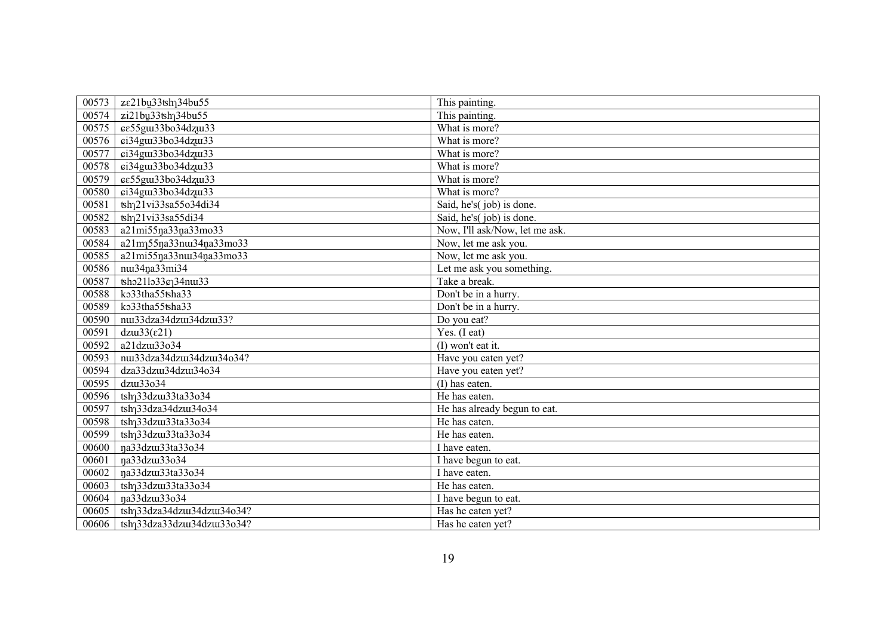| 00573 | ʑɛ21bu̯33tshʅ34bu55 | This painting. |
|---|---|---|
| 00574 | ʑi21bu̯33tshʅ34bu55 | This painting. |
| 00575 | ɕɛ55gɯ33bo34dʐɯ33 | What is more? |
| 00576 | ɕi34gɯ33bo34dʐɯ33 | What is more? |
| 00577 | ɕi34gɯ33bo34dʐɯ33 | What is more? |
| 00578 | ɕi34gɯ33bo34dʐɯ33 | What is more? |
| 00579 | ɕɛ55gɯ33bo34dʐɯ33 | What is more? |
| 00580 | ɕi34gɯ33bo34dʐɯ33 | What is more? |
| 00581 | tshʅ21vi33sa55o34di34 | Said, he's( job) is done. |
| 00582 | tshʅ21vi33sa55di34 | Said, he's( job) is done. |
| 00583 | a21mi55ŋa33n̥a33mo33 | Now, I'll ask/Now, let me ask. |
| 00584 | a21mʅ55ŋa33nɯ34n̥a33mo33 | Now, let me ask you. |
| 00585 | a21mi55ŋa33nɯ34n̥a33mo33 | Now, let me ask you. |
| 00586 | nɯ34n̥a33mi34 | Let me ask you something. |
| 00587 | tshɔ21lɔ33ɕʅ34nɯ33 | Take a break. |
| 00588 | kɔ33tha55tsha33 | Don't be in a hurry. |
| 00589 | kɔ33tha55tsha33 | Don't be in a hurry. |
| 00590 | nɯ33dza34dzɯ34dzɯ33? | Do you eat? |
| 00591 | dzɯ33(ɛ21) | Yes. (I eat) |
| 00592 | a21dzɯ33o34 | (I) won't eat it. |
| 00593 | nɯ33dza34dzɯ34dzɯ34o34? | Have you eaten yet? |
| 00594 | dza33dzɯ34dzɯ34o34 | Have you eaten yet? |
| 00595 | dzɯ33o34 | (I) has eaten. |
| 00596 | tshʅ33dzɯ33ta33o34 | He has eaten. |
| 00597 | tshʅ33dza34dzɯ34o34 | He has already begun to eat. |
| 00598 | tshʅ33dzɯ33ta33o34 | He has eaten. |
| 00599 | tshʅ33dzɯ33ta33o34 | He has eaten. |
| 00600 | ŋa33dzɯ33ta33o34 | I have eaten. |
| 00601 | ŋa33dzɯ33o34 | I have begun to eat. |
| 00602 | ŋa33dzɯ33ta33o34 | I have eaten. |
| 00603 | tshʅ33dzɯ33ta33o34 | He has eaten. |
| 00604 | ŋa33dzɯ33o34 | I have begun to eat. |
| 00605 | tshʅ33dza34dzɯ34dzɯ34o34? | Has he eaten yet? |
| 00606 | tshʅ33dza33dzɯ34dzɯ33o34? | Has he eaten yet? |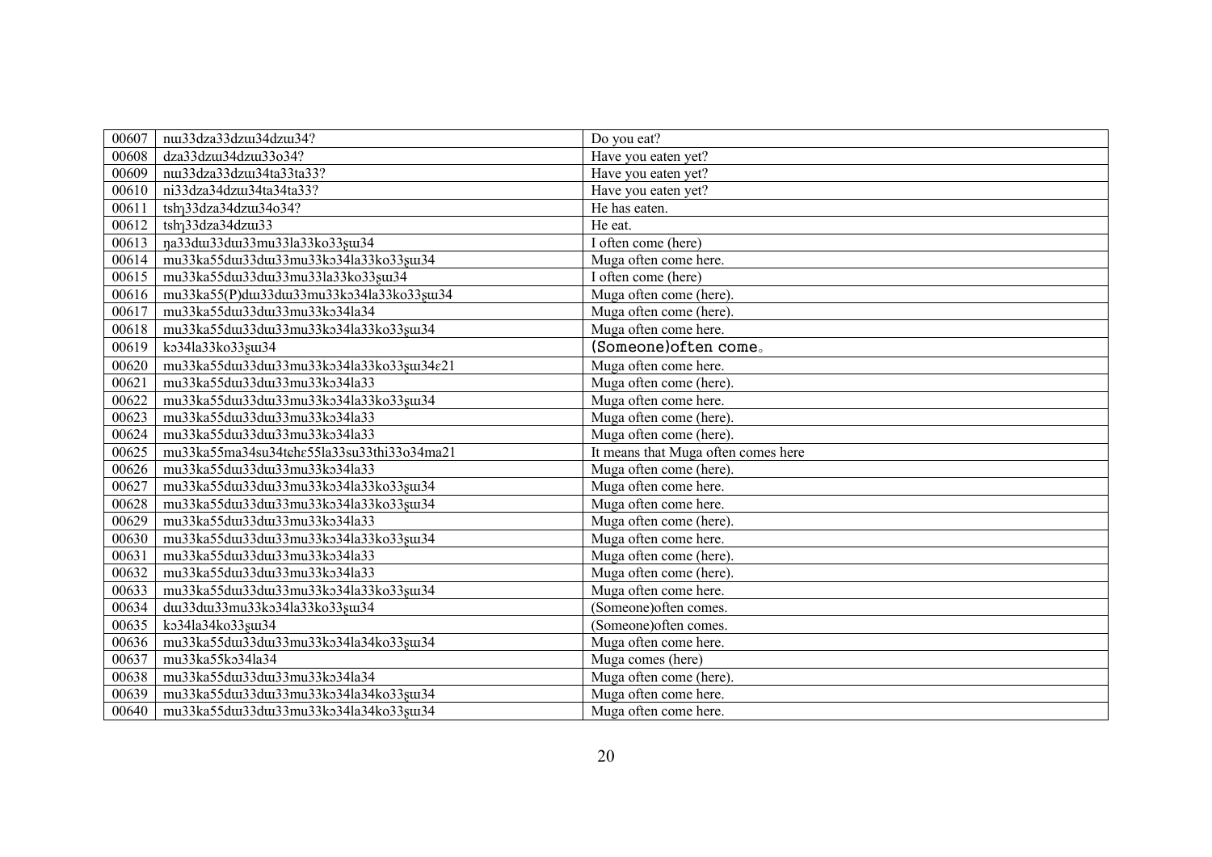| 00607 | nɯ33dza33dzɯ34dzɯ34? | Do you eat? |
|---|---|---|
| 00608 | dza33dzɯ34dzɯ33o34? | Have you eaten yet? |
| 00609 | nɯ33dza33dzɯ34ta33ta33? | Have you eaten yet? |
| 00610 | ni33dza34dzɯ34ta34ta33? | Have you eaten yet? |
| 00611 | tshɿ33dza34dzɯ34o34? | He has eaten. |
| 00612 | tshɿ33dza34dzɯ33 | He eat. |
| 00613 | ŋa33dɯ33dɯ33mu33la33ko33ʂɯ34 | I often come (here) |
| 00614 | mu33ka55dɯ33dɯ33mu33kɔ34la33ko33ʂɯ34 | Muga often come here. |
| 00615 | mu33ka55dɯ33dɯ33mu33la33ko33ʂɯ34 | I often come (here) |
| 00616 | mu33ka55(P)dɯ33dɯ33mu33kɔ34la33ko33ʂɯ34 | Muga often come (here). |
| 00617 | mu33ka55dɯ33dɯ33mu33kɔ34la34 | Muga often come (here). |
| 00618 | mu33ka55dɯ33dɯ33mu33kɔ34la33ko33ʂɯ34 | Muga often come here. |
| 00619 | kɔ34la33ko33ʂɯ34 | (Someone)often come。 |
| 00620 | mu33ka55dɯ33dɯ33mu33kɔ34la33ko33ʂɯ34ɛ21 | Muga often come here. |
| 00621 | mu33ka55dɯ33dɯ33mu33kɔ34la33 | Muga often come (here). |
| 00622 | mu33ka55dɯ33dɯ33mu33kɔ34la33ko33ʂɯ34 | Muga often come here. |
| 00623 | mu33ka55dɯ33dɯ33mu33kɔ34la33 | Muga often come (here). |
| 00624 | mu33ka55dɯ33dɯ33mu33kɔ34la33 | Muga often come (here). |
| 00625 | mu33ka55ma34su34tɕhɛ55la33su33thi33o34ma21 | It means that Muga often comes here |
| 00626 | mu33ka55dɯ33dɯ33mu33kɔ34la33 | Muga often come (here). |
| 00627 | mu33ka55dɯ33dɯ33mu33kɔ34la33ko33ʂɯ34 | Muga often come here. |
| 00628 | mu33ka55dɯ33dɯ33mu33kɔ34la33ko33ʂɯ34 | Muga often come here. |
| 00629 | mu33ka55dɯ33dɯ33mu33kɔ34la33 | Muga often come (here). |
| 00630 | mu33ka55dɯ33dɯ33mu33kɔ34la33ko33ʂɯ34 | Muga often come here. |
| 00631 | mu33ka55dɯ33dɯ33mu33kɔ34la33 | Muga often come (here). |
| 00632 | mu33ka55dɯ33dɯ33mu33kɔ34la33 | Muga often come (here). |
| 00633 | mu33ka55dɯ33dɯ33mu33kɔ34la33ko33ʂɯ34 | Muga often come here. |
| 00634 | dɯ33dɯ33mu33kɔ34la33ko33ʂɯ34 | (Someone)often comes. |
| 00635 | kɔ34la34ko33ʂɯ34 | (Someone)often comes. |
| 00636 | mu33ka55dɯ33dɯ33mu33kɔ34la34ko33ʂɯ34 | Muga often come here. |
| 00637 | mu33ka55kɔ34la34 | Muga comes (here) |
| 00638 | mu33ka55dɯ33dɯ33mu33kɔ34la34 | Muga often come (here). |
| 00639 | mu33ka55dɯ33dɯ33mu33kɔ34la34ko33ʂɯ34 | Muga often come here. |
| 00640 | mu33ka55dɯ33dɯ33mu33kɔ34la34ko33ʂɯ34 | Muga often come here. |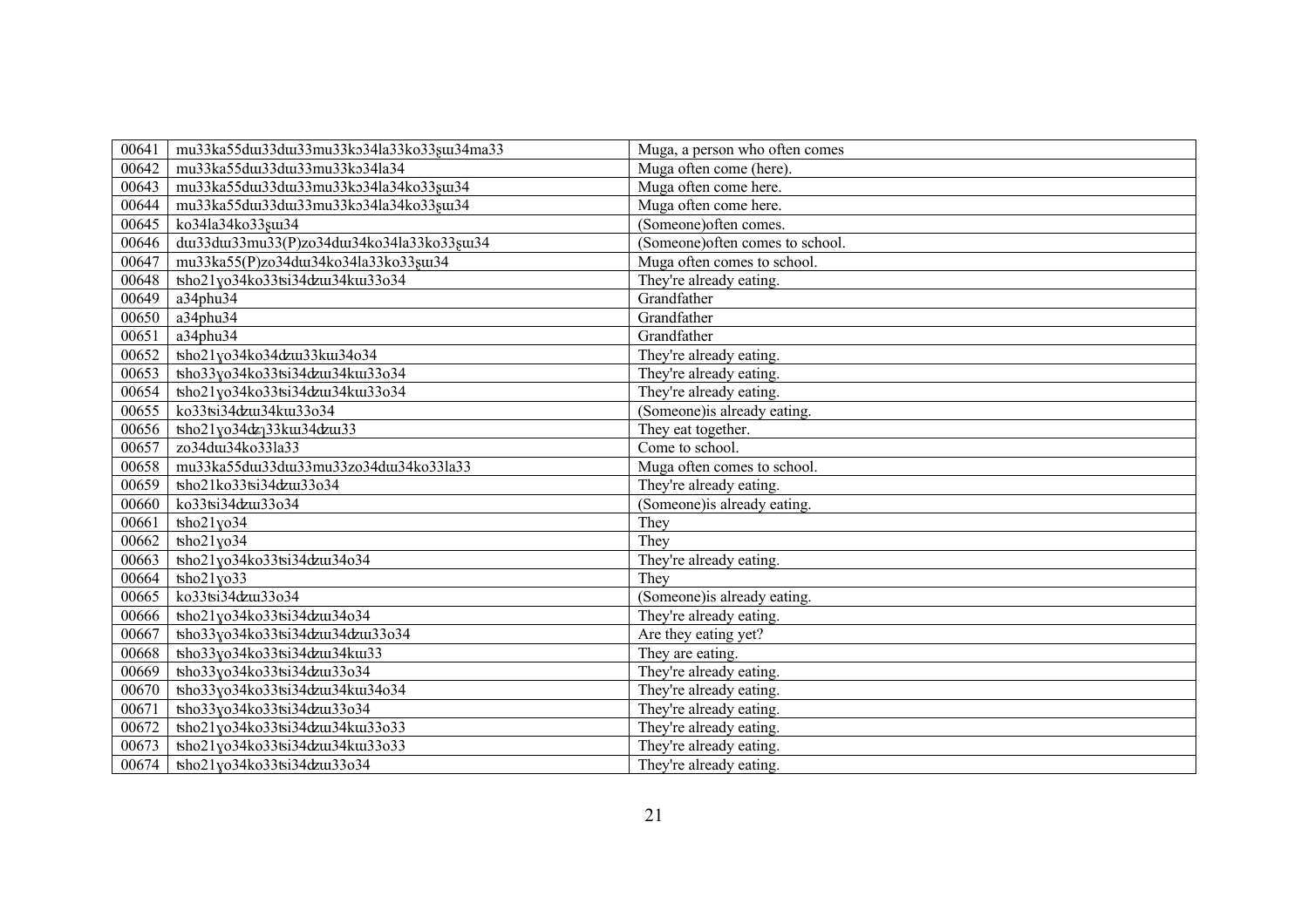| 00641 | mu33ka55dɯ33dɯ33mu33kɔ34la33ko33ʂɯ34ma33 | Muga, a person who often comes |
|---|---|---|
| 00642 | mu33ka55dɯ33dɯ33mu33kɔ34la34 | Muga often come (here). |
| 00643 | mu33ka55dɯ33dɯ33mu33kɔ34la34ko33ʂɯ34 | Muga often come here. |
| 00644 | mu33ka55dɯ33dɯ33mu33kɔ34la34ko33ʂɯ34 | Muga often come here. |
| 00645 | ko34la34ko33ʂɯ34 | (Someone)often comes. |
| 00646 | dɯ33dɯ33mu33(P)zo34dɯ34ko34la33ko33ʂɯ34 | (Someone)often comes to school. |
| 00647 | mu33ka55(P)zo34dɯ34ko34la33ko33ʂɯ34 | Muga often comes to school. |
| 00648 | ʦho21ɣo34ko33ʦi34ʥɯ34kɯ33o34 | They're already eating. |
| 00649 | a34phu34 | Grandfather |
| 00650 | a34phu34 | Grandfather |
| 00651 | a34phu34 | Grandfather |
| 00652 | ʦho21ɣo34ko34ʥɯ33kɯ34o34 | They're already eating. |
| 00653 | ʦho33ɣo34ko33ʦi34ʥɯ34kɯ33o34 | They're already eating. |
| 00654 | ʦho21ɣo34ko33ʦi34ʥɯ34kɯ33o34 | They're already eating. |
| 00655 | ko33ʦi34ʥɯ34kɯ33o34 | (Someone)is already eating. |
| 00656 | ʦho21ɣo34ʥʅ33kɯ34ʥɯ33 | They eat together. |
| 00657 | zo34dɯ34ko33la33 | Come to school. |
| 00658 | mu33ka55dɯ33dɯ33mu33zo34dɯ34ko33la33 | Muga often comes to school. |
| 00659 | ʦho21ko33ʦi34ʥɯ33o34 | They're already eating. |
| 00660 | ko33ʦi34ʥɯ33o34 | (Someone)is already eating. |
| 00661 | ʦho21ɣo34 | They |
| 00662 | ʦho21ɣo34 | They |
| 00663 | ʦho21ɣo34ko33ʦi34ʥɯ34o34 | They're already eating. |
| 00664 | ʦho21ɣo33 | They |
| 00665 | ko33ʦi34ʥɯ33o34 | (Someone)is already eating. |
| 00666 | ʦho21ɣo34ko33ʦi34ʥɯ34o34 | They're already eating. |
| 00667 | ʦho33ɣo34ko33ʦi34ʥɯ34ʥɯ33o34 | Are they eating yet? |
| 00668 | ʦho33ɣo34ko33ʦi34ʥɯ34kɯ33 | They are eating. |
| 00669 | ʦho33ɣo34ko33ʦi34ʥɯ33o34 | They're already eating. |
| 00670 | ʦho33ɣo34ko33ʦi34ʥɯ34kɯ34o34 | They're already eating. |
| 00671 | ʦho33ɣo34ko33ʦi34ʥɯ33o34 | They're already eating. |
| 00672 | ʦho21ɣo34ko33ʦi34ʥɯ34kɯ33o33 | They're already eating. |
| 00673 | ʦho21ɣo34ko33ʦi34ʥɯ34kɯ33o33 | They're already eating. |
| 00674 | ʦho21ɣo34ko33ʦi34ʥɯ33o34 | They're already eating. |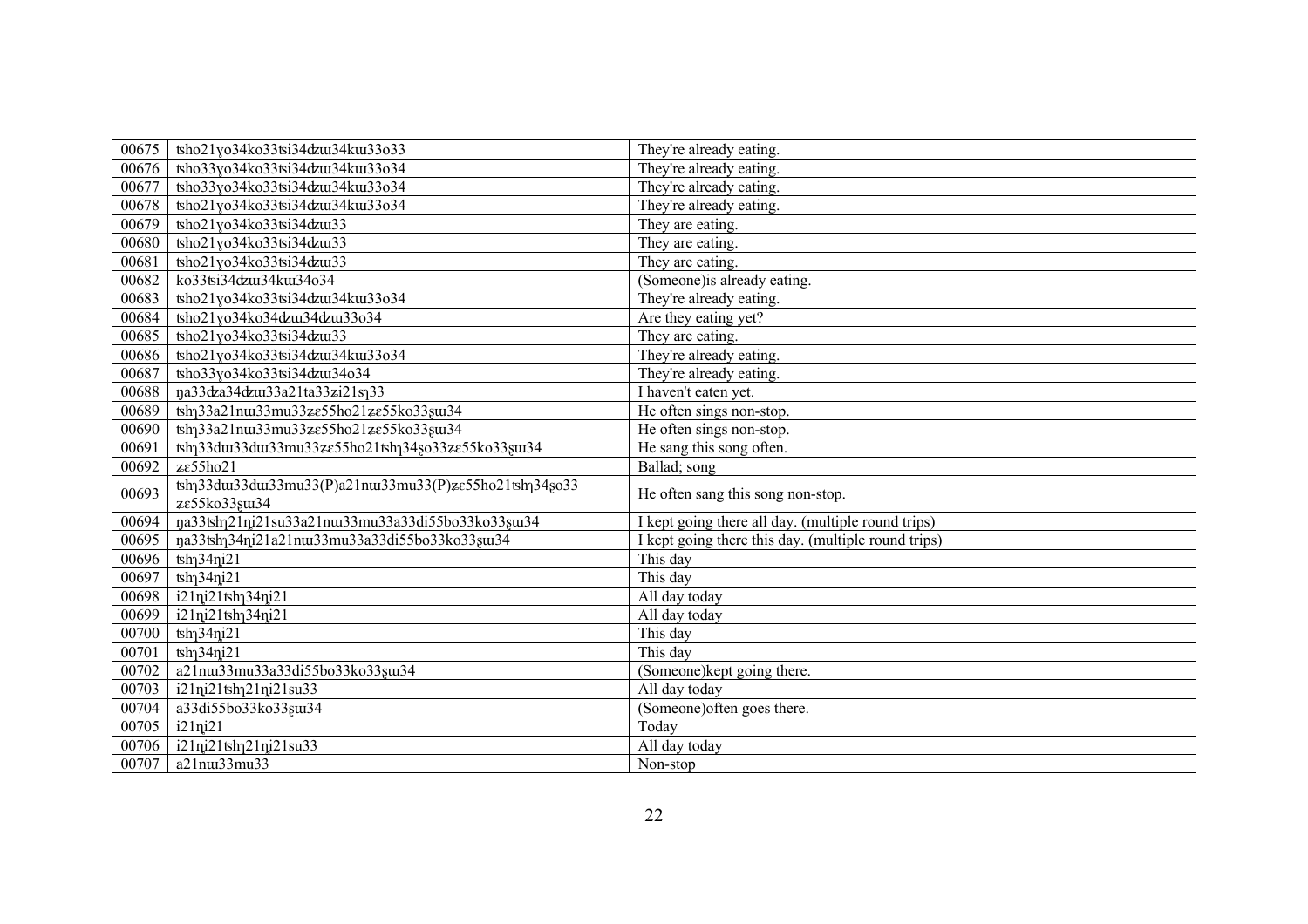| 00675 | tsho21ɣo34ko33tsi34dzɯ34kɯ33o33 | They're already eating. |
|---|---|---|
| 00676 | tsho33ɣo34ko33tsi34dzɯ34kɯ33o34 | They're already eating. |
| 00677 | tsho33ɣo34ko33tsi34dzɯ34kɯ33o34 | They're already eating. |
| 00678 | tsho21ɣo34ko33tsi34dzɯ34kɯ33o34 | They're already eating. |
| 00679 | tsho21ɣo34ko33tsi34dzɯ33 | They are eating. |
| 00680 | tsho21ɣo34ko33tsi34dzɯ33 | They are eating. |
| 00681 | tsho21ɣo34ko33tsi34dzɯ33 | They are eating. |
| 00682 | ko33tsi34dzɯ34kɯ34o34 | (Someone)is already eating. |
| 00683 | tsho21ɣo34ko33tsi34dzɯ34kɯ33o34 | They're already eating. |
| 00684 | tsho21ɣo34ko34dzɯ34dzɯ33o34 | Are they eating yet? |
| 00685 | tsho21ɣo34ko33tsi34dzɯ33 | They are eating. |
| 00686 | tsho21ɣo34ko33tsi34dzɯ34kɯ33o34 | They're already eating. |
| 00687 | tsho33ɣo34ko33tsi34dzɯ34o34 | They're already eating. |
| 00688 | ŋa33dza34dzɯ33a21ta33zi21sɿ33 | I haven't eaten yet. |
| 00689 | tshɿ33a21nɯ33mu33zɛ55ho21zɛ55ko33ʂɯ34 | He often sings non-stop. |
| 00690 | tshɿ33a21nɯ33mu33zɛ55ho21zɛ55ko33ʂɯ34 | He often sings non-stop. |
| 00691 | tshɿ33dɯ33dɯ33mu33zɛ55ho21tshɿ34ʂo33zɛ55ko33ʂɯ34 | He sang this song often. |
| 00692 | zɛ55ho21 | Ballad; song |
| 00693 | tshɿ33dɯ33dɯ33mu33(P)a21nɯ33mu33(P)zɛ55ho21tshɿ34ʂo33 zɛ55ko33ʂɯ34 | He often sang this song non-stop. |
| 00694 | ŋa33tshɿ21ɲi21su33a21nɯ33mu33a33di55bo33ko33ʂɯ34 | I kept going there all day. (multiple round trips) |
| 00695 | ŋa33tshɿ34ɲi21a21nɯ33mu33a33di55bo33ko33ʂɯ34 | I kept going there this day. (multiple round trips) |
| 00696 | tshɿ34ɲi21 | This day |
| 00697 | tshɿ34ɲi21 | This day |
| 00698 | i21ɲi21tshɿ34ɲi21 | All day today |
| 00699 | i21ɲi21tshɿ34ɲi21 | All day today |
| 00700 | tshɿ34ɲi21 | This day |
| 00701 | tshɿ34ɲi21 | This day |
| 00702 | a21nɯ33mu33a33di55bo33ko33ʂɯ34 | (Someone)kept going there. |
| 00703 | i21ɲi21tshɿ21ɲi21su33 | All day today |
| 00704 | a33di55bo33ko33ʂɯ34 | (Someone)often goes there. |
| 00705 | i21ɲi21 | Today |
| 00706 | i21ɲi21tshɿ21ɲi21su33 | All day today |
| 00707 | a21nɯ33mu33 | Non-stop |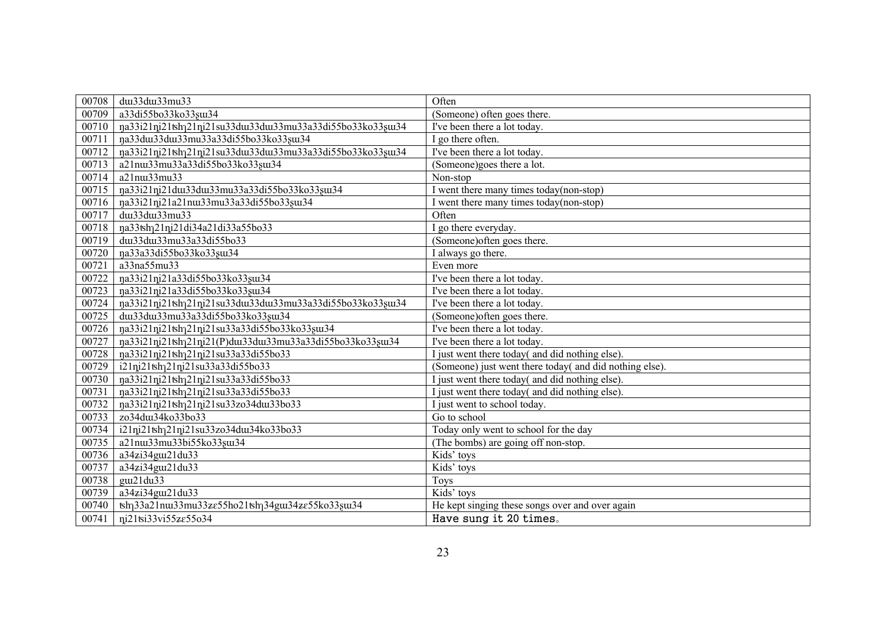| 00708 | dɯ33dɯ33mu33 | Often |
|---|---|---|
| 00709 | a33di55bo33ko33ʂɯ34 | (Someone) often goes there. |
| 00710 | ŋa33i21ŋi21tshɿ21ŋi21su33dɯ33dɯ33mu33a33di55bo33ko33ʂɯ34 | I've been there a lot today. |
| 00711 | ŋa33dɯ33dɯ33mu33a33di55bo33ko33ʂɯ34 | I go there often. |
| 00712 | ŋa33i21ŋi21tshɿ21ŋi21su33dɯ33dɯ33mu33a33di55bo33ko33ʂɯ34 | I've been there a lot today. |
| 00713 | a21nɯ33mu33a33di55bo33ko33ʂɯ34 | (Someone)goes there a lot. |
| 00714 | a21nɯ33mu33 | Non-stop |
| 00715 | ŋa33i21ŋi21dɯ33dɯ33mu33a33di55bo33ko33ʂɯ34 | I went there many times today(non-stop) |
| 00716 | ŋa33i21ŋi21a21nɯ33mu33a33di55bo33ʂɯ34 | I went there many times today(non-stop) |
| 00717 | dɯ33dɯ33mu33 | Often |
| 00718 | ŋa33tshɿ21ŋi21di34a21di33a55bo33 | I go there everyday. |
| 00719 | dɯ33dɯ33mu33a33di55bo33 | (Someone)often goes there. |
| 00720 | ŋa33a33di55bo33ko33ʂɯ34 | I always go there. |
| 00721 | a33na55mu33 | Even more |
| 00722 | ŋa33i21ŋi21a33di55bo33ko33ʂɯ34 | I've been there a lot today. |
| 00723 | ŋa33i21ŋi21a33di55bo33ko33ʂɯ34 | I've been there a lot today. |
| 00724 | ŋa33i21ŋi21tshɿ21ŋi21su33dɯ33dɯ33mu33a33di55bo33ko33ʂɯ34 | I've been there a lot today. |
| 00725 | dɯ33dɯ33mu33a33di55bo33ko33ʂɯ34 | (Someone)often goes there. |
| 00726 | ŋa33i21ŋi21tshɿ21ŋi21su33a33di55bo33ko33ʂɯ34 | I've been there a lot today. |
| 00727 | ŋa33i21ŋi21tshɿ21ŋi21(P)dɯ33dɯ33mu33a33di55bo33ko33ʂɯ34 | I've been there a lot today. |
| 00728 | ŋa33i21ŋi21tshɿ21ŋi21su33a33di55bo33 | I just went there today( and did nothing else). |
| 00729 | i21ŋi21tshɿ21ŋi21su33a33di55bo33 | (Someone) just went there today( and did nothing else). |
| 00730 | ŋa33i21ŋi21tshɿ21ŋi21su33a33di55bo33 | I just went there today( and did nothing else). |
| 00731 | ŋa33i21ŋi21tshɿ21ŋi21su33a33di55bo33 | I just went there today( and did nothing else). |
| 00732 | ŋa33i21ŋi21tshɿ21ŋi21su33zo34dɯ33bo33 | I just went to school today. |
| 00733 | zo34dɯ34ko33bo33 | Go to school |
| 00734 | i21ŋi21tshɿ21ŋi21su33zo34dɯ34ko33bo33 | Today only went to school for the day |
| 00735 | a21nɯ33mu33bi55ko33ʂɯ34 | (The bombs) are going off non-stop. |
| 00736 | a34ʑi34gɯ21du33 | Kids' toys |
| 00737 | a34ʑi34gɯ21du33 | Kids' toys |
| 00738 | gɯ21du33 | Toys |
| 00739 | a34ʑi34gɯ21du33 | Kids' toys |
| 00740 | tshɿ33a21nɯ33mu33ʑɛ55ho21tshɿ34gɯ34ʑɛ55ko33ʂɯ34 | He kept singing these songs over and over again |
| 00741 | ŋi21tsi33vi55ʑɛ55o34 | Have sung it 20 times。 |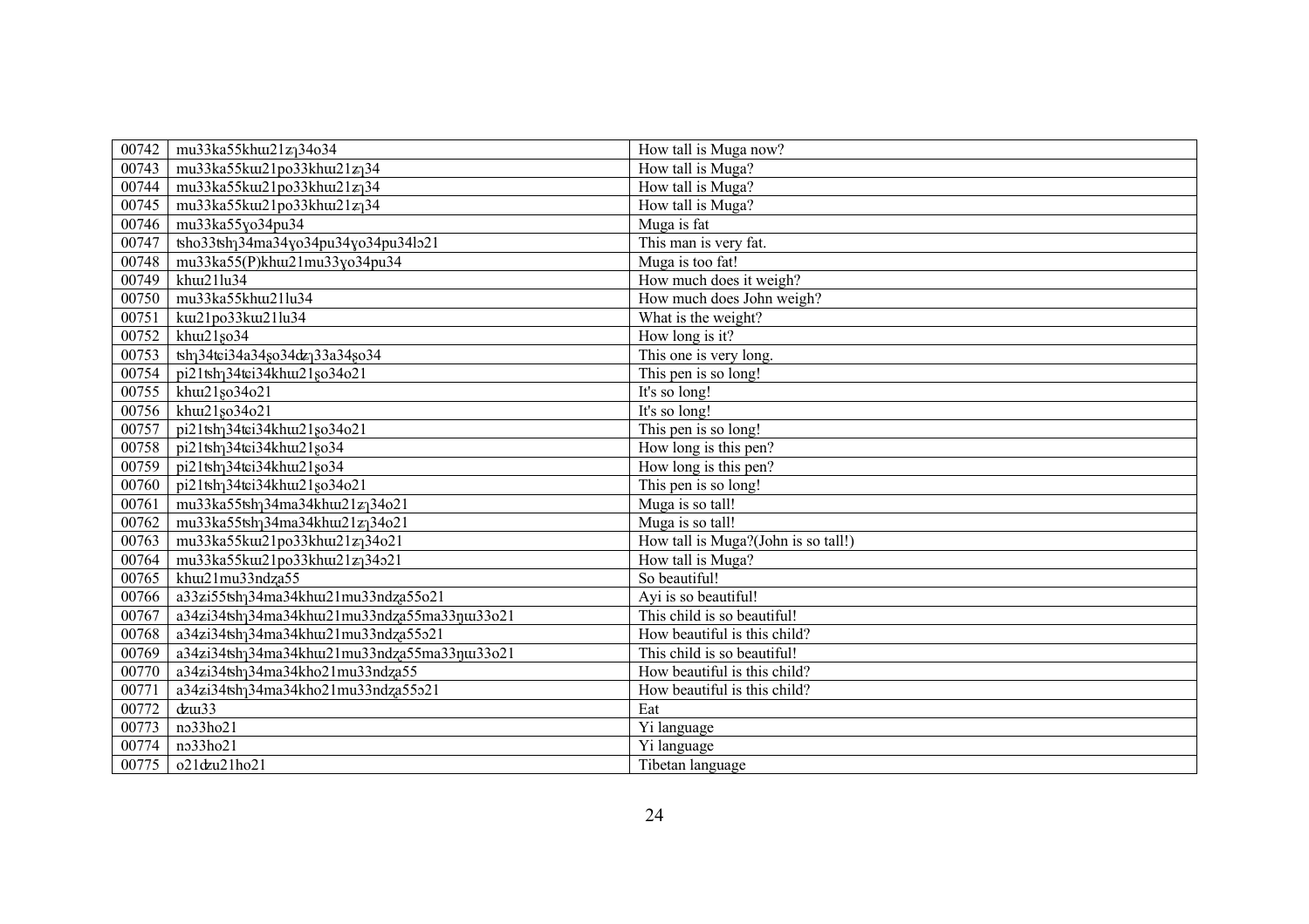| 00742 | mu33ka55khɯ21zɿ34o34 | How tall is Muga now? |
|---|---|---|
| 00743 | mu33ka55kɯ21po33khɯ21zɿ34 | How tall is Muga? |
| 00744 | mu33ka55kɯ21po33khɯ21zɿ34 | How tall is Muga? |
| 00745 | mu33ka55kɯ21po33khɯ21zɿ34 | How tall is Muga? |
| 00746 | mu33ka55ɣo34pu34 | Muga is fat |
| 00747 | tsho33tshɿ34ma34ɣo34pu34ɣo34pu34lɔ21 | This man is very fat. |
| 00748 | mu33ka55(P)khɯ21mu33ɣo34pu34 | Muga is too fat! |
| 00749 | khɯ21lu34 | How much does it weigh? |
| 00750 | mu33ka55khɯ21lu34 | How much does John weigh? |
| 00751 | kɯ21po33kɯ21lu34 | What is the weight? |
| 00752 | khɯ21ʂo34 | How long is it? |
| 00753 | tshɿ34tɕi34a34ʂo34dʑɿ33a34ʂo34 | This one is very long. |
| 00754 | pi21tshɿ34tɕi34khɯ21ʂo34o21 | This pen is so long! |
| 00755 | khɯ21ʂo34o21 | It's so long! |
| 00756 | khɯ21ʂo34o21 | It's so long! |
| 00757 | pi21tshɿ34tɕi34khɯ21ʂo34o21 | This pen is so long! |
| 00758 | pi21tshɿ34tɕi34khɯ21ʂo34 | How long is this pen? |
| 00759 | pi21tshɿ34tɕi34khɯ21ʂo34 | How long is this pen? |
| 00760 | pi21tshɿ34tɕi34khɯ21ʂo34o21 | This pen is so long! |
| 00761 | mu33ka55tshɿ34ma34khɯ21zɿ34o21 | Muga is so tall! |
| 00762 | mu33ka55tshɿ34ma34khɯ21zɿ34o21 | Muga is so tall! |
| 00763 | mu33ka55kɯ21po33khɯ21zɿ34o21 | How tall is Muga?(John is so tall!) |
| 00764 | mu33ka55kɯ21po33khɯ21zɿ34ɔ21 | How tall is Muga? |
| 00765 | khɯ21mu33ndʐa55 | So beautiful! |
| 00766 | a33ʑi55tshɿ34ma34khɯ21mu33ndʐa55o21 | Ayi is so beautiful! |
| 00767 | a34ʑi34tshɿ34ma34khɯ21mu33ndʐa55ma33ŋɯ33o21 | This child is so beautiful! |
| 00768 | a34ʑi34tshɿ34ma34khɯ21mu33ndʐa55ɔ21 | How beautiful is this child? |
| 00769 | a34ʑi34tshɿ34ma34khɯ21mu33ndʐa55ma33ŋɯ33o21 | This child is so beautiful! |
| 00770 | a34ʑi34tshɿ34ma34kho21mu33ndʐa55 | How beautiful is this child? |
| 00771 | a34ʑi34tshɿ34ma34kho21mu33ndʐa55ɔ21 | How beautiful is this child? |
| 00772 | dʑɯ33 | Eat |
| 00773 | nɔ33ho21 | Yi language |
| 00774 | nɔ33ho21 | Yi language |
| 00775 | o21dʑu21ho21 | Tibetan language |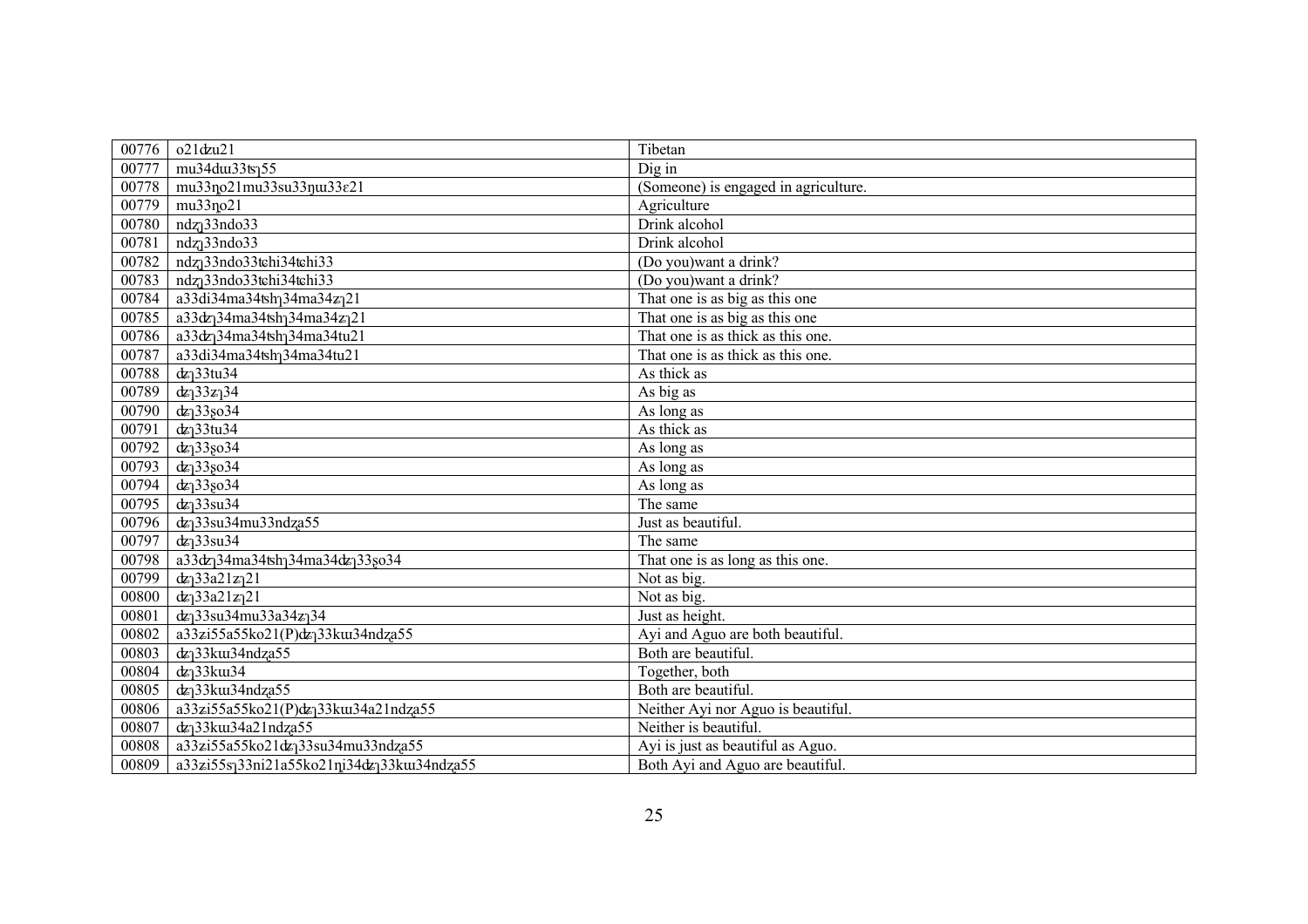| 00776 | o21dʑu21 | Tibetan |
|---|---|---|
| 00777 | mu34dɯ33tsɿ55 | Dig in |
| 00778 | mu33ŋo21mu33su33ŋɯ33ɛ21 | (Someone) is engaged in agriculture. |
| 00779 | mu33ŋo21 | Agriculture |
| 00780 | ndʐʅ33ndo33 | Drink alcohol |
| 00781 | ndʐʅ33ndo33 | Drink alcohol |
| 00782 | ndʐʅ33ndo33tɕhi34tɕhi33 | (Do you)want a drink? |
| 00783 | ndʐʅ33ndo33tɕhi34tɕhi33 | (Do you)want a drink? |
| 00784 | a33di34ma34tshʅ34ma34zʅ21 | That one is as big as this one |
| 00785 | a33dʑʅ34ma34tshʅ34ma34zʅ21 | That one is as big as this one |
| 00786 | a33dʑʅ34ma34tshʅ34ma34tu21 | That one is as thick as this one. |
| 00787 | a33di34ma34tshʅ34ma34tu21 | That one is as thick as this one. |
| 00788 | dʑʅ33tu34 | As thick as |
| 00789 | dʑʅ33zʅ34 | As big as |
| 00790 | dʑʅ33ʂo34 | As long as |
| 00791 | dʑʅ33tu34 | As thick as |
| 00792 | dʑʅ33ʂo34 | As long as |
| 00793 | dʑʅ33ʂo34 | As long as |
| 00794 | dʑʅ33ʂo34 | As long as |
| 00795 | dʑʅ33su34 | The same |
| 00796 | dʑʅ33su34mu33ndʐa55 | Just as beautiful. |
| 00797 | dʑʅ33su34 | The same |
| 00798 | a33dʑʅ34ma34tshʅ34ma34dʑʅ33ʂo34 | That one is as long as this one. |
| 00799 | dʑʅ33a21zʅ21 | Not as big. |
| 00800 | dʑʅ33a21zʅ21 | Not as big. |
| 00801 | dʑʅ33su34mu33a34zʅ34 | Just as height. |
| 00802 | a33ʑi55a55ko21(P)dʑʅ33kɯ34ndʐa55 | Ayi and Aguo are both beautiful. |
| 00803 | dʑʅ33kɯ34ndʐa55 | Both are beautiful. |
| 00804 | dʑʅ33kɯ34 | Together, both |
| 00805 | dʑʅ33kɯ34ndʐa55 | Both are beautiful. |
| 00806 | a33ʑi55a55ko21(P)dʑʅ33kɯ34a21ndʐa55 | Neither Ayi nor Aguo is beautiful. |
| 00807 | dʑʅ33kɯ34a21ndʐa55 | Neither is beautiful. |
| 00808 | a33ʑi55a55ko21dʑʅ33su34mu33ndʐa55 | Ayi is just as beautiful as Aguo. |
| 00809 | a33ʑi55sʅ33ni21a55ko21ɲi34dʑʅ33kɯ34ndʐa55 | Both Ayi and Aguo are beautiful. |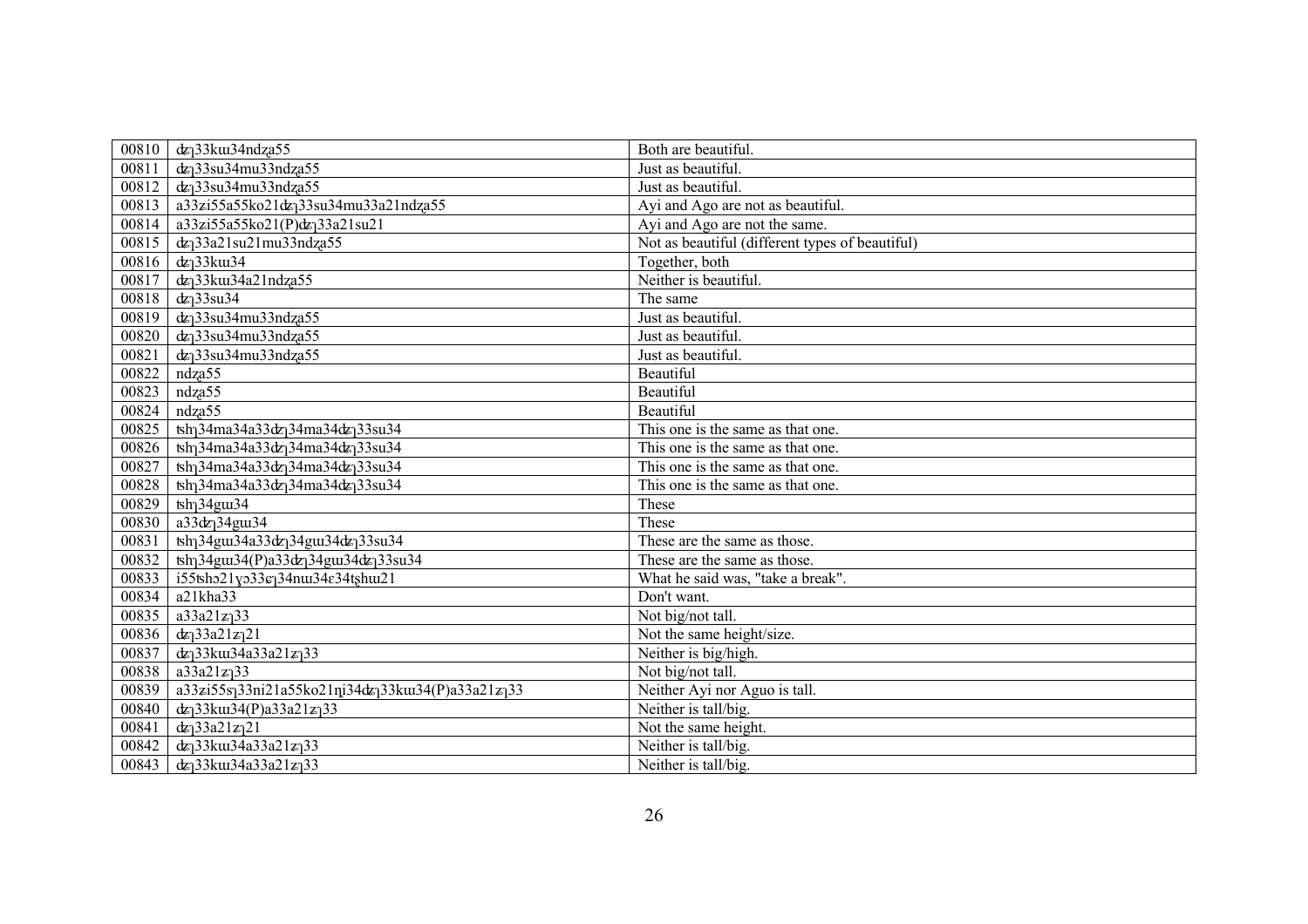| 00810 | ʥɿ33kɯ34ndʐa55 | Both are beautiful. |
|---|---|---|
| 00811 | ʥɿ33su34mu33ndʐa55 | Just as beautiful. |
| 00812 | ʥɿ33su34mu33ndʐa55 | Just as beautiful. |
| 00813 | a33ʑi55a55ko21ʥɿ33su34mu33a21ndʐa55 | Ayi and Ago are not as beautiful. |
| 00814 | a33ʑi55a55ko21(P)ʥɿ33a21su21 | Ayi and Ago are not the same. |
| 00815 | ʥɿ33a21su21mu33ndʐa55 | Not as beautiful (different types of beautiful) |
| 00816 | ʥɿ33kɯ34 | Together, both |
| 00817 | ʥɿ33kɯ34a21ndʐa55 | Neither is beautiful. |
| 00818 | ʥɿ33su34 | The same |
| 00819 | ʥɿ33su34mu33ndʐa55 | Just as beautiful. |
| 00820 | ʥɿ33su34mu33ndʐa55 | Just as beautiful. |
| 00821 | ʥɿ33su34mu33ndʐa55 | Just as beautiful. |
| 00822 | ndʐa55 | Beautiful |
| 00823 | ndʐa55 | Beautiful |
| 00824 | ndʐa55 | Beautiful |
| 00825 | ʦhɿ34ma34a33ʥɿ34ma34ʥɿ33su34 | This one is the same as that one. |
| 00826 | ʦhɿ34ma34a33ʥɿ34ma34ʥɿ33su34 | This one is the same as that one. |
| 00827 | ʦhɿ34ma34a33ʥɿ34ma34ʥɿ33su34 | This one is the same as that one. |
| 00828 | ʦhɿ34ma34a33ʥɿ34ma34ʥɿ33su34 | This one is the same as that one. |
| 00829 | ʦhɿ34gɯ34 | These |
| 00830 | a33ʥɿ34gɯ34 | These |
| 00831 | ʦhɿ34gɯ34a33ʥɿ34gɯ34ʥɿ33su34 | These are the same as those. |
| 00832 | ʦhɿ34gɯ34(P)a33ʥɿ34gɯ34ʥɿ33su34 | These are the same as those. |
| 00833 | i55tshɔ21ɣɔ33ɕɿ34nɯ34ɛ34tʂhɯ21 | What he said was, "take a break". |
| 00834 | a21kha33 | Don't want. |
| 00835 | a33a21zɿ33 | Not big/not tall. |
| 00836 | ʥɿ33a21zɿ21 | Not the same height/size. |
| 00837 | ʥɿ33kɯ34a33a21zɿ33 | Neither is big/high. |
| 00838 | a33a21zɿ33 | Not big/not tall. |
| 00839 | a33ʑi55sɿ33ni21a55ko21ɲi34ʥɿ33kɯ34(P)a33a21zɿ33 | Neither Ayi nor Aguo is tall. |
| 00840 | ʥɿ33kɯ34(P)a33a21zɿ33 | Neither is tall/big. |
| 00841 | ʥɿ33a21zɿ21 | Not the same height. |
| 00842 | ʥɿ33kɯ34a33a21zɿ33 | Neither is tall/big. |
| 00843 | ʥɿ33kɯ34a33a21zɿ33 | Neither is tall/big. |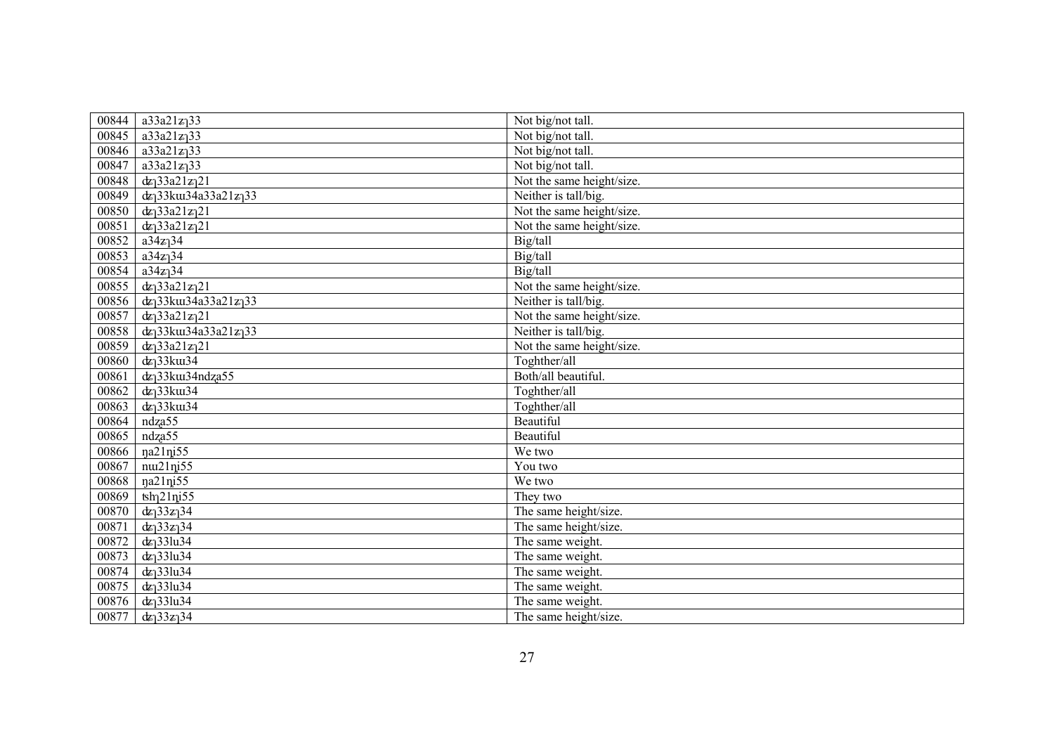| 00844 | a33a21zɿ33 | Not big/not tall. |
|---|---|---|
| 00845 | a33a21zɿ33 | Not big/not tall. |
| 00846 | a33a21zɿ33 | Not big/not tall. |
| 00847 | a33a21zɿ33 | Not big/not tall. |
| 00848 | dzɿ33a21zɿ21 | Not the same height/size. |
| 00849 | dzɿ33kɯ34a33a21zɿ33 | Neither is tall/big. |
| 00850 | dzɿ33a21zɿ21 | Not the same height/size. |
| 00851 | dzɿ33a21zɿ21 | Not the same height/size. |
| 00852 | a34zɿ34 | Big/tall |
| 00853 | a34zɿ34 | Big/tall |
| 00854 | a34zɿ34 | Big/tall |
| 00855 | dzɿ33a21zɿ21 | Not the same height/size. |
| 00856 | dzɿ33kɯ34a33a21zɿ33 | Neither is tall/big. |
| 00857 | dzɿ33a21zɿ21 | Not the same height/size. |
| 00858 | dzɿ33kɯ34a33a21zɿ33 | Neither is tall/big. |
| 00859 | dzɿ33a21zɿ21 | Not the same height/size. |
| 00860 | dzɿ33kɯ34 | Toghther/all |
| 00861 | dzɿ33kɯ34ndʐa55 | Both/all beautiful. |
| 00862 | dzɿ33kɯ34 | Toghther/all |
| 00863 | dzɿ33kɯ34 | Toghther/all |
| 00864 | ndʐa55 | Beautiful |
| 00865 | ndʐa55 | Beautiful |
| 00866 | ŋa21ɲi55 | We two |
| 00867 | nɯ21ɲi55 | You two |
| 00868 | ŋa21ɲi55 | We two |
| 00869 | tshɿ21ɲi55 | They two |
| 00870 | dzɿ33zɿ34 | The same height/size. |
| 00871 | dzɿ33zɿ34 | The same height/size. |
| 00872 | dzɿ33lu34 | The same weight. |
| 00873 | dzɿ33lu34 | The same weight. |
| 00874 | dzɿ33lu34 | The same weight. |
| 00875 | dzɿ33lu34 | The same weight. |
| 00876 | dzɿ33lu34 | The same weight. |
| 00877 | dzɿ33zɿ34 | The same height/size. |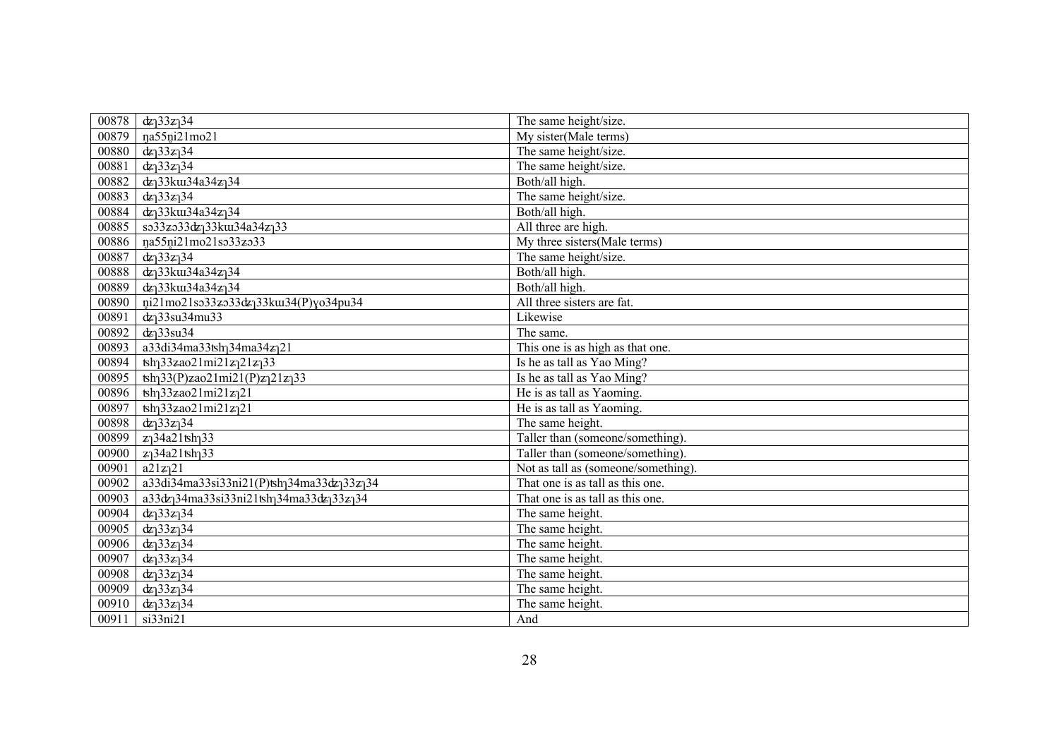| 00878 | dʑɿ33zɿ34 | The same height/size. |
|---|---|---|
| 00879 | ŋa55n̥i21mo21 | My sister(Male terms) |
| 00880 | dʑɿ33zɿ34 | The same height/size. |
| 00881 | dʑɿ33zɿ34 | The same height/size. |
| 00882 | dʑɿ33kɯ34a34zɿ34 | Both/all high. |
| 00883 | dʑɿ33zɿ34 | The same height/size. |
| 00884 | dʑɿ33kɯ34a34zɿ34 | Both/all high. |
| 00885 | sɔ33zɔ33dʑɿ33kɯ34a34zɿ33 | All three are high. |
| 00886 | ŋa55n̥i21mo21sɔ33zɔ33 | My three sisters(Male terms) |
| 00887 | dʑɿ33zɿ34 | The same height/size. |
| 00888 | dʑɿ33kɯ34a34zɿ34 | Both/all high. |
| 00889 | dʑɿ33kɯ34a34zɿ34 | Both/all high. |
| 00890 | n̥i21mo21sɔ33zɔ33dʑɿ33kɯ34(P)ɣo34pu34 | All three sisters are fat. |
| 00891 | dʑɿ33su34mu33 | Likewise |
| 00892 | dʑɿ33su34 | The same. |
| 00893 | a33di34ma33tshɿ34ma34zɿ21 | This one is as high as that one. |
| 00894 | tshɿ33zao21mi21zɿ21zɿ33 | Is he as tall as Yao Ming? |
| 00895 | tshɿ33(P)zao21mi21(P)zɿ21zɿ33 | Is he as tall as Yao Ming? |
| 00896 | tshɿ33zao21mi21zɿ21 | He is as tall as Yaoming. |
| 00897 | tshɿ33zao21mi21zɿ21 | He is as tall as Yaoming. |
| 00898 | dʑɿ33zɿ34 | The same height. |
| 00899 | zɿ34a21tshɿ33 | Taller than (someone/something). |
| 00900 | zɿ34a21tshɿ33 | Taller than (someone/something). |
| 00901 | a21zɿ21 | Not as tall as (someone/something). |
| 00902 | a33di34ma33si33ni21(P)tshɿ34ma33dʑɿ33zɿ34 | That one is as tall as this one. |
| 00903 | a33dʑɿ34ma33si33ni21tshɿ34ma33dʑɿ33zɿ34 | That one is as tall as this one. |
| 00904 | dʑɿ33zɿ34 | The same height. |
| 00905 | dʑɿ33zɿ34 | The same height. |
| 00906 | dʑɿ33zɿ34 | The same height. |
| 00907 | dʑɿ33zɿ34 | The same height. |
| 00908 | dʑɿ33zɿ34 | The same height. |
| 00909 | dʑɿ33zɿ34 | The same height. |
| 00910 | dʑɿ33zɿ34 | The same height. |
| 00911 | si33ni21 | And |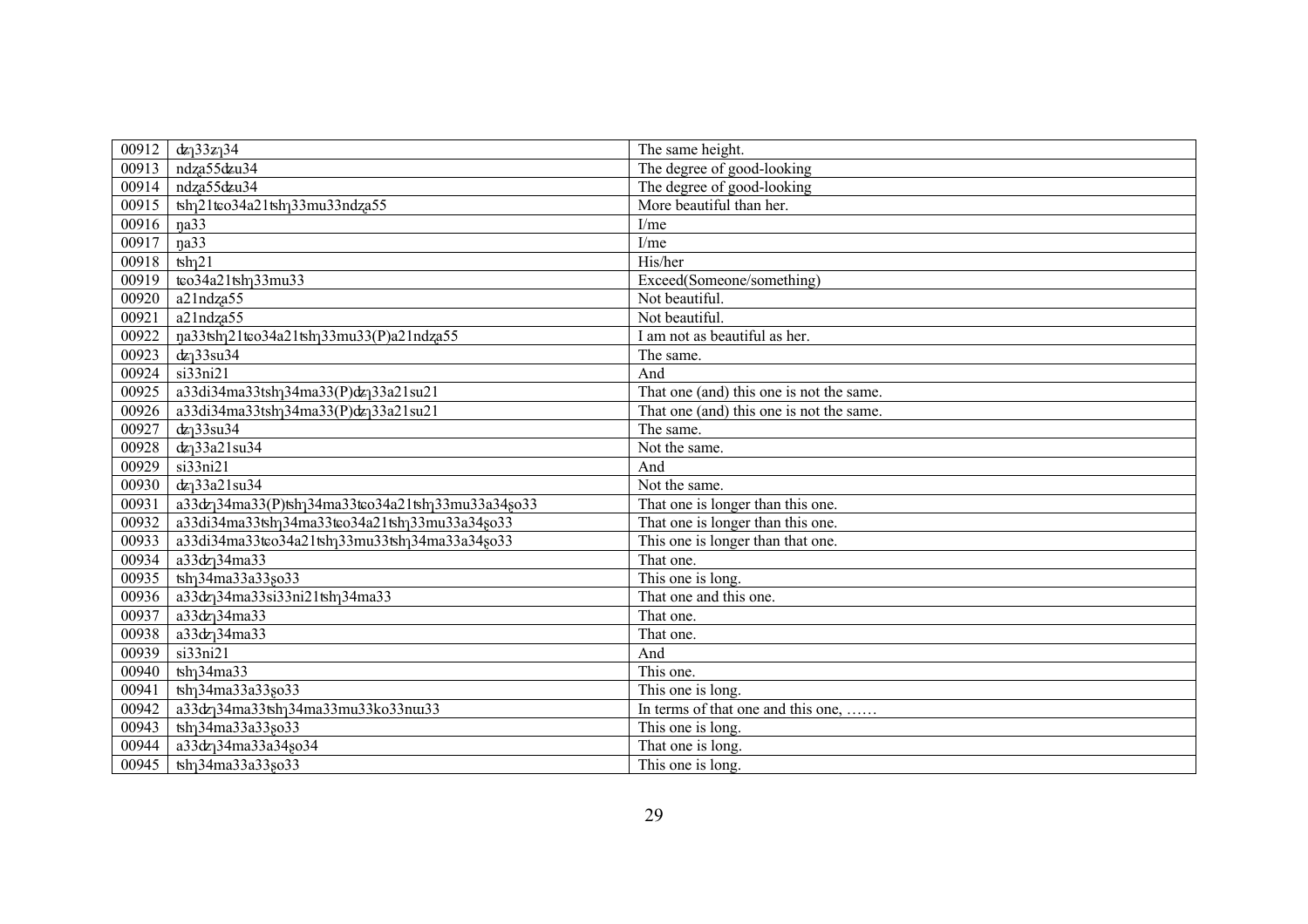| 00912 | dʑɿ33ʑɿ34 | The same height. |
|---|---|---|
| 00913 | ndʐa55dʑu34 | The degree of good-looking |
| 00914 | ndʐa55dʑu34 | The degree of good-looking |
| 00915 | tshɿ21tɕo34a21tshɿ33mu33ndʐa55 | More beautiful than her. |
| 00916 | ŋa33 | I/me |
| 00917 | ŋa33 | I/me |
| 00918 | tshɿ21 | His/her |
| 00919 | tɕo34a21tshɿ33mu33 | Exceed(Someone/something) |
| 00920 | a21ndʐa55 | Not beautiful. |
| 00921 | a21ndʐa55 | Not beautiful. |
| 00922 | ŋa33tshɿ21tɕo34a21tshɿ33mu33(P)a21ndʐa55 | I am not as beautiful as her. |
| 00923 | dʑɿ33su34 | The same. |
| 00924 | si33ni21 | And |
| 00925 | a33di34ma33tshɿ34ma33(P)dʑɿ33a21su21 | That one (and) this one is not the same. |
| 00926 | a33di34ma33tshɿ34ma33(P)dʑɿ33a21su21 | That one (and) this one is not the same. |
| 00927 | dʑɿ33su34 | The same. |
| 00928 | dʑɿ33a21su34 | Not the same. |
| 00929 | si33ni21 | And |
| 00930 | dʑɿ33a21su34 | Not the same. |
| 00931 | a33dʑɿ34ma33(P)tshɿ34ma33tɕo34a21tshɿ33mu33a34ʂo33 | That one is longer than this one. |
| 00932 | a33di34ma33tshɿ34ma33tɕo34a21tshɿ33mu33a34ʂo33 | That one is longer than this one. |
| 00933 | a33di34ma33tɕo34a21tshɿ33mu33tshɿ34ma33a34ʂo33 | This one is longer than that one. |
| 00934 | a33dʑɿ34ma33 | That one. |
| 00935 | tshɿ34ma33a33ʂo33 | This one is long. |
| 00936 | a33dʑɿ34ma33si33ni21tshɿ34ma33 | That one and this one. |
| 00937 | a33dʑɿ34ma33 | That one. |
| 00938 | a33dʑɿ34ma33 | That one. |
| 00939 | si33ni21 | And |
| 00940 | tshɿ34ma33 | This one. |
| 00941 | tshɿ34ma33a33ʂo33 | This one is long. |
| 00942 | a33dʑɿ34ma33tshɿ34ma33mu33ko33nɯ33 | In terms of that one and this one, …… |
| 00943 | tshɿ34ma33a33ʂo33 | This one is long. |
| 00944 | a33dʑɿ34ma33a34ʂo34 | That one is long. |
| 00945 | tshɿ34ma33a33ʂo33 | This one is long. |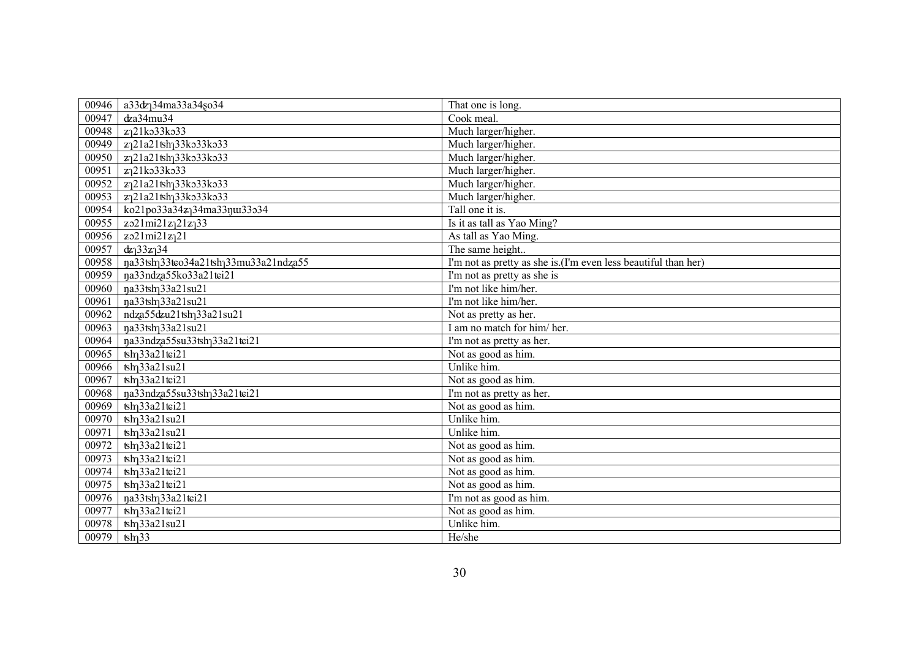| 00946 | a33dʐʅ34ma33a34ʂo34 | That one is long. |
|---|---|---|
| 00947 | dʑa34mu34 | Cook meal. |
| 00948 | ʐʅ21kɔ33kɔ33 | Much larger/higher. |
| 00949 | ʐʅ21a21tshʅ33kɔ33kɔ33 | Much larger/higher. |
| 00950 | ʐʅ21a21tshʅ33kɔ33kɔ33 | Much larger/higher. |
| 00951 | ʐʅ21kɔ33kɔ33 | Much larger/higher. |
| 00952 | ʐʅ21a21tshʅ33kɔ33kɔ33 | Much larger/higher. |
| 00953 | ʐʅ21a21tshʅ33kɔ33kɔ33 | Much larger/higher. |
| 00954 | ko21po33a34ʐʅ34ma33ŋɯ33ɔ34 | Tall one it is. |
| 00955 | ʑɔ21mi21ʐʅ21ʐʅ33 | Is it as tall as Yao Ming? |
| 00956 | ʑɔ21mi21ʐʅ21 | As tall as Yao Ming. |
| 00957 | dʐʅ33ʐʅ34 | The same height.. |
| 00958 | ŋa33tshʅ33tɕo34a21tshʅ33mu33a21ndʐa55 | I'm not as pretty as she is.(I'm even less beautiful than her) |
| 00959 | ŋa33ndʐa55ko33a21tɕi21 | I'm not as pretty as she is |
| 00960 | ŋa33tshʅ33a21su21 | I'm not like him/her. |
| 00961 | ŋa33tshʅ33a21su21 | I'm not like him/her. |
| 00962 | ndʐa55dʑu21tshʅ33a21su21 | Not as pretty as her. |
| 00963 | ŋa33tshʅ33a21su21 | I am no match for him/ her. |
| 00964 | ŋa33ndʐa55su33tshʅ33a21tɕi21 | I'm not as pretty as her. |
| 00965 | tshʅ33a21tɕi21 | Not as good as him. |
| 00966 | tshʅ33a21su21 | Unlike him. |
| 00967 | tshʅ33a21tɕi21 | Not as good as him. |
| 00968 | ŋa33ndʐa55su33tshʅ33a21tɕi21 | I'm not as pretty as her. |
| 00969 | tshʅ33a21tɕi21 | Not as good as him. |
| 00970 | tshʅ33a21su21 | Unlike him. |
| 00971 | tshʅ33a21su21 | Unlike him. |
| 00972 | tshʅ33a21tɕi21 | Not as good as him. |
| 00973 | tshʅ33a21tɕi21 | Not as good as him. |
| 00974 | tshʅ33a21tɕi21 | Not as good as him. |
| 00975 | tshʅ33a21tɕi21 | Not as good as him. |
| 00976 | ŋa33tshʅ33a21tɕi21 | I'm not as good as him. |
| 00977 | tshʅ33a21tɕi21 | Not as good as him. |
| 00978 | tshʅ33a21su21 | Unlike him. |
| 00979 | tshʅ33 | He/she |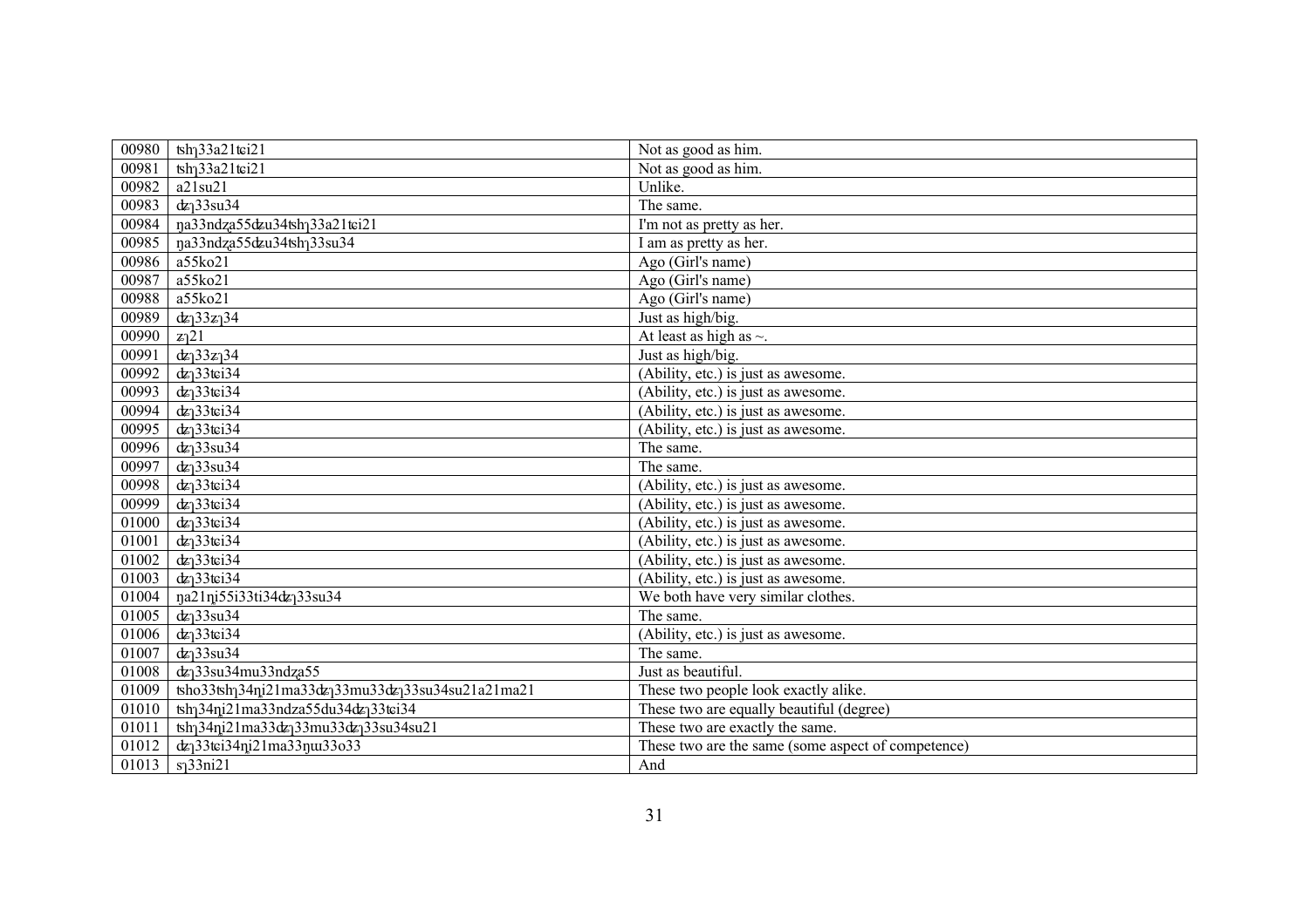| 00980 | tshɿ33a21tɕi21 | Not as good as him. |
|---|---|---|
| 00981 | tshɿ33a21tɕi21 | Not as good as him. |
| 00982 | a21su21 | Unlike. |
| 00983 | dʑɿ33su34 | The same. |
| 00984 | ŋa33ndʐa55dʑu34tshɿ33a21tɕi21 | I'm not as pretty as her. |
| 00985 | ŋa33ndʐa55dʑu34tshɿ33su34 | I am as pretty as her. |
| 00986 | a55ko21 | Ago (Girl's name) |
| 00987 | a55ko21 | Ago (Girl's name) |
| 00988 | a55ko21 | Ago (Girl's name) |
| 00989 | dʑɿ33ʑɿ34 | Just as high/big. |
| 00990 | ʑɿ21 | At least as high as ~. |
| 00991 | dʑɿ33ʑɿ34 | Just as high/big. |
| 00992 | dʑɿ33tɕi34 | (Ability, etc.) is just as awesome. |
| 00993 | dʑɿ33tɕi34 | (Ability, etc.) is just as awesome. |
| 00994 | dʑɿ33tɕi34 | (Ability, etc.) is just as awesome. |
| 00995 | dʑɿ33tɕi34 | (Ability, etc.) is just as awesome. |
| 00996 | dʑɿ33su34 | The same. |
| 00997 | dʑɿ33su34 | The same. |
| 00998 | dʑɿ33tɕi34 | (Ability, etc.) is just as awesome. |
| 00999 | dʑɿ33tɕi34 | (Ability, etc.) is just as awesome. |
| 01000 | dʑɿ33tɕi34 | (Ability, etc.) is just as awesome. |
| 01001 | dʑɿ33tɕi34 | (Ability, etc.) is just as awesome. |
| 01002 | dʑɿ33tɕi34 | (Ability, etc.) is just as awesome. |
| 01003 | dʑɿ33tɕi34 | (Ability, etc.) is just as awesome. |
| 01004 | ŋa21ȵi55i33ti34dʑɿ33su34 | We both have very similar clothes. |
| 01005 | dʑɿ33su34 | The same. |
| 01006 | dʑɿ33tɕi34 | (Ability, etc.) is just as awesome. |
| 01007 | dʑɿ33su34 | The same. |
| 01008 | dʑɿ33su34mu33ndʐa55 | Just as beautiful. |
| 01009 | tsho33tshɿ34ȵi21ma33dʑɿ33mu33dʑɿ33su34su21a21ma21 | These two people look exactly alike. |
| 01010 | tshɿ34ȵi21ma33ndza55du34dʑɿ33tɕi34 | These two are equally beautiful (degree) |
| 01011 | tshɿ34ȵi21ma33dʑɿ33mu33dʑɿ33su34su21 | These two are exactly the same. |
| 01012 | dʑɿ33tɕi34ȵi21ma33ŋɯ33o33 | These two are the same (some aspect of competence) |
| 01013 | sɿ33ni21 | And |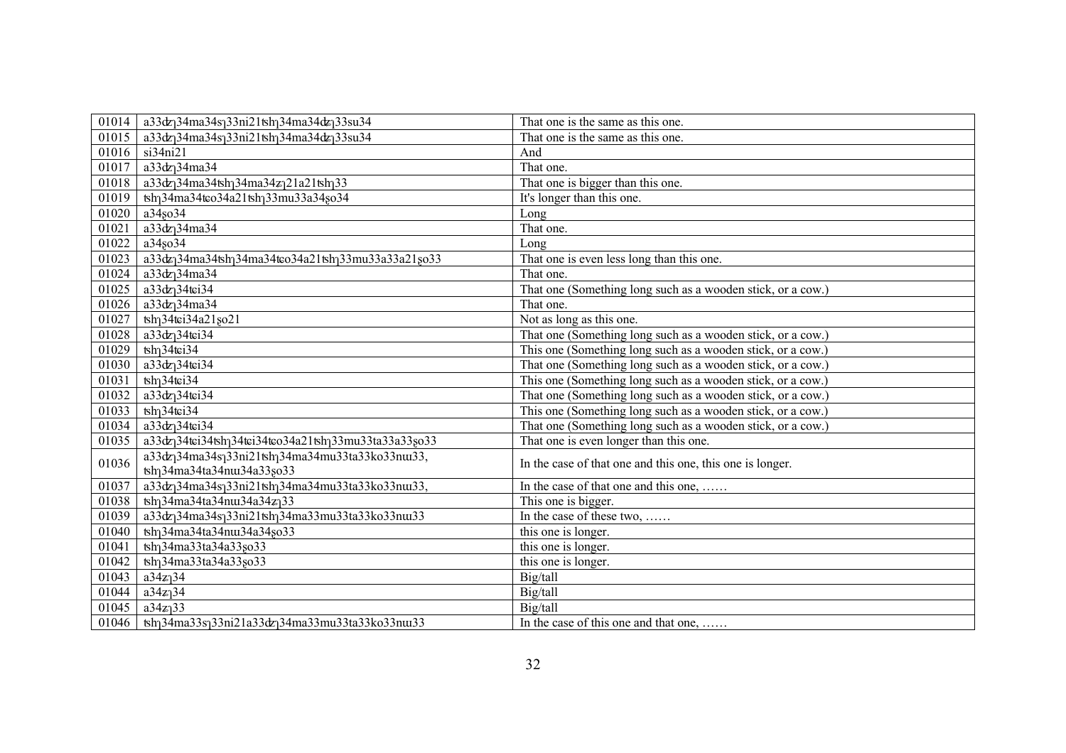| 01014 | a33dʐʅ34ma34sʅ33ni21tshʅ34ma34dʐʅ33su34 | That one is the same as this one. |
|---|---|---|
| 01015 | a33dʐʅ34ma34sʅ33ni21tshʅ34ma34dʐʅ33su34 | That one is the same as this one. |
| 01016 | si34ni21 | And |
| 01017 | a33dʐʅ34ma34 | That one. |
| 01018 | a33dʐʅ34ma34tshʅ34ma34zʅ21a21tshʅ33 | That one is bigger than this one. |
| 01019 | tshʅ34ma34tɕo34a21tshʅ33mu33a34ʂo34 | It's longer than this one. |
| 01020 | a34ʂo34 | Long |
| 01021 | a33dʐʅ34ma34 | That one. |
| 01022 | a34ʂo34 | Long |
| 01023 | a33dʐʅ34ma34tshʅ34ma34tɕo34a21tshʅ33mu33a33a21ʂo33 | That one is even less long than this one. |
| 01024 | a33dʐʅ34ma34 | That one. |
| 01025 | a33dʐʅ34tɕi34 | That one (Something long such as a wooden stick, or a cow.) |
| 01026 | a33dʐʅ34ma34 | That one. |
| 01027 | tshʅ34tɕi34a21ʂo21 | Not as long as this one. |
| 01028 | a33dʐʅ34tɕi34 | That one (Something long such as a wooden stick, or a cow.) |
| 01029 | tshʅ34tɕi34 | This one (Something long such as a wooden stick, or a cow.) |
| 01030 | a33dʐʅ34tɕi34 | That one (Something long such as a wooden stick, or a cow.) |
| 01031 | tshʅ34tɕi34 | This one (Something long such as a wooden stick, or a cow.) |
| 01032 | a33dʐʅ34tɕi34 | That one (Something long such as a wooden stick, or a cow.) |
| 01033 | tshʅ34tɕi34 | This one (Something long such as a wooden stick, or a cow.) |
| 01034 | a33dʐʅ34tɕi34 | That one (Something long such as a wooden stick, or a cow.) |
| 01035 | a33dʐʅ34tɕi34tshʅ34tɕi34tɕo34a21tshʅ33mu33ta33a33ʂo33 | That one is even longer than this one. |
| 01036 | a33dʐʅ34ma34sʅ33ni21tshʅ34ma34mu33ta33ko33nɯ33, tshʅ34ma34ta34nɯ34a33ʂo33 | In the case of that one and this one, this one is longer. |
| 01037 | a33dʐʅ34ma34sʅ33ni21tshʅ34ma34mu33ta33ko33nɯ33, | In the case of that one and this one, …… |
| 01038 | tshʅ34ma34ta34nɯ34a34zʅ33 | This one is bigger. |
| 01039 | a33dʐʅ34ma34sʅ33ni21tshʅ34ma33mu33ta33ko33nɯ33 | In the case of these two, …… |
| 01040 | tshʅ34ma34ta34nɯ34a34ʂo33 | this one is longer. |
| 01041 | tshʅ34ma33ta34a33ʂo33 | this one is longer. |
| 01042 | tshʅ34ma33ta34a33ʂo33 | this one is longer. |
| 01043 | a34zʅ34 | Big/tall |
| 01044 | a34zʅ34 | Big/tall |
| 01045 | a34zʅ33 | Big/tall |
| 01046 | tshʅ34ma33sʅ33ni21a33dʐʅ34ma33mu33ta33ko33nɯ33 | In the case of this one and that one, …… |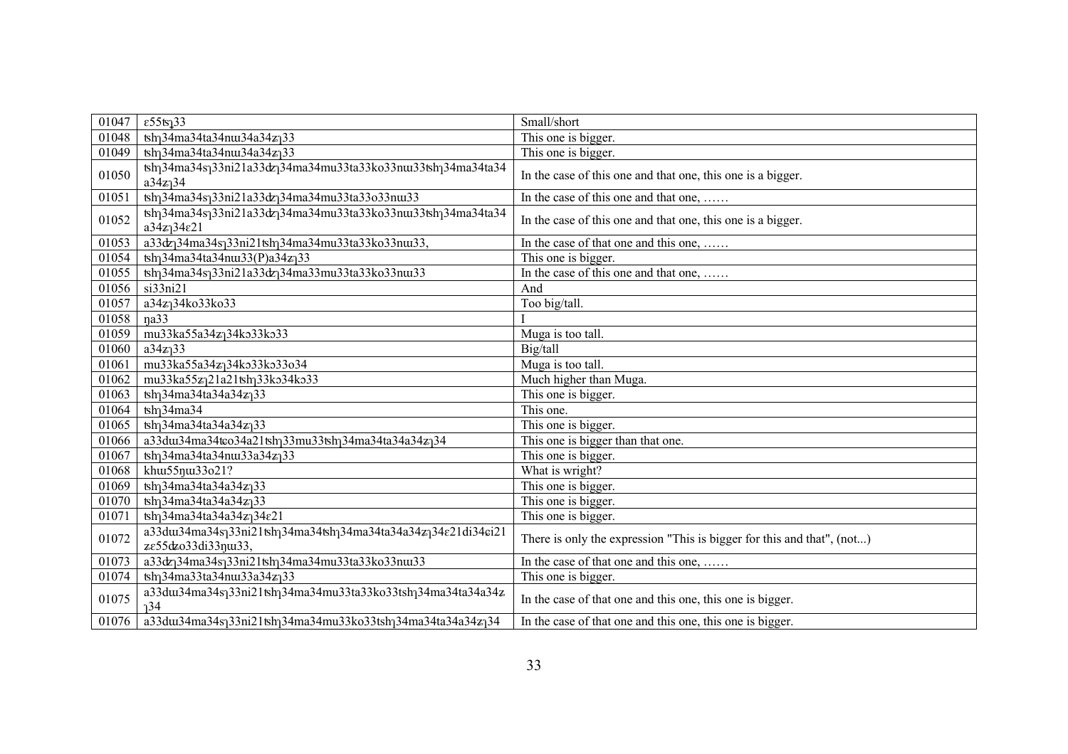| 01047 | ɛ55tʂɿ33 | Small/short |
|---|---|---|
| 01048 | tshɿ34ma34ta34nɯ34a34zɿ33 | This one is bigger. |
| 01049 | tshɿ34ma34ta34nɯ34a34zɿ33 | This one is bigger. |
| 01050 | tshɿ34ma34sɿ33ni21a33dʑɿ34ma34mu33ta33ko33nɯ33tshɿ34ma34ta34 a34zɿ34 | In the case of this one and that one, this one is a bigger. |
| 01051 | tshɿ34ma34sɿ33ni21a33dʑɿ34ma34mu33ta33o33nɯ33 | In the case of this one and that one, …… |
| 01052 | tshɿ34ma34sɿ33ni21a33dʑɿ34ma34mu33ta33ko33nɯ33tshɿ34ma34ta34 a34zɿ34ɛ21 | In the case of this one and that one, this one is a bigger. |
| 01053 | a33dʑɿ34ma34sɿ33ni21tshɿ34ma34mu33ta33ko33nɯ33, | In the case of that one and this one, …… |
| 01054 | tshɿ34ma34ta34nɯ33(P)a34zɿ33 | This one is bigger. |
| 01055 | tshɿ34ma34sɿ33ni21a33dʑɿ34ma33mu33ta33ko33nɯ33 | In the case of this one and that one, …… |
| 01056 | si33ni21 | And |
| 01057 | a34zɿ34ko33ko33 | Too big/tall. |
| 01058 | ŋa33 | I |
| 01059 | mu33ka55a34zɿ34kɔ33kɔ33 | Muga is too tall. |
| 01060 | a34zɿ33 | Big/tall |
| 01061 | mu33ka55a34zɿ34kɔ33kɔ33o34 | Muga is too tall. |
| 01062 | mu33ka55zɿ21a21tshɿ33kɔ34kɔ33 | Much higher than Muga. |
| 01063 | tshɿ34ma34ta34a34zɿ33 | This one is bigger. |
| 01064 | tshɿ34ma34 | This one. |
| 01065 | tshɿ34ma34ta34a34zɿ33 | This one is bigger. |
| 01066 | a33dɯ34ma34tɕo34a21tshɿ33mu33tshɿ34ma34ta34a34zɿ34 | This one is bigger than that one. |
| 01067 | tshɿ34ma34ta34nɯ33a34zɿ33 | This one is bigger. |
| 01068 | khɯ55ŋɯ33o21? | What is wright? |
| 01069 | tshɿ34ma34ta34a34zɿ33 | This one is bigger. |
| 01070 | tshɿ34ma34ta34a34zɿ33 | This one is bigger. |
| 01071 | tshɿ34ma34ta34a34zɿ34ɛ21 | This one is bigger. |
| 01072 | a33dɯ34ma34sɿ33ni21tshɿ34ma34tshɿ34ma34ta34a34zɿ34ɛ21di34ɕi21 zɛ55dʑo33di33ŋɯ33, | There is only the expression "This is bigger for this and that", (not...) |
| 01073 | a33dʑɿ34ma34sɿ33ni21tshɿ34ma34mu33ta33ko33nɯ33 | In the case of that one and this one, …… |
| 01074 | tshɿ34ma33ta34nɯ33a34zɿ33 | This one is bigger. |
| 01075 | a33dɯ34ma34sɿ33ni21tshɿ34ma34mu33ta33ko33tshɿ34ma34ta34a34z ɿ34 | In the case of that one and this one, this one is bigger. |
| 01076 | a33dɯ34ma34sɿ33ni21tshɿ34ma34mu33ko33tshɿ34ma34ta34a34zɿ34 | In the case of that one and this one, this one is bigger. |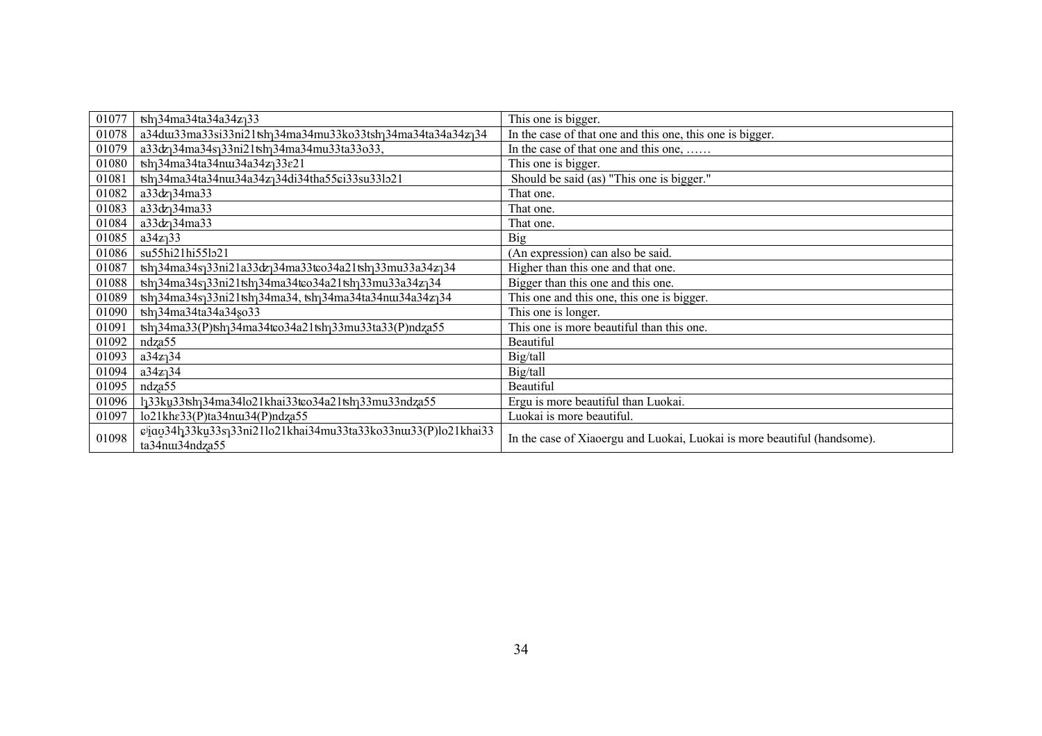| | | |
|---|---|---|
| 01077 | tshʅ34ma34ta34a34zʅ33 | This one is bigger. |
| 01078 | a34dɯ33ma33si33ni21tshʅ34ma34mu33ko33tshʅ34ma34ta34a34zʅ34 | In the case of that one and this one, this one is bigger. |
| 01079 | a33dʑʅ34ma34sʅ33ni21tshʅ34ma34mu33ta33o33, | In the case of that one and this one, …… |
| 01080 | tshʅ34ma34ta34nɯ34a34zʅ33ɛ21 | This one is bigger. |
| 01081 | tshʅ34ma34ta34nɯ34a34zʅ34di34tha55ɕi33su33lɔ21 | Should be said (as) "This one is bigger." |
| 01082 | a33dʑʅ34ma33 | That one. |
| 01083 | a33dʑʅ34ma33 | That one. |
| 01084 | a33dʑʅ34ma33 | That one. |
| 01085 | a34zʅ33 | Big |
| 01086 | su55hi21hi55lɔ21 | (An expression) can also be said. |
| 01087 | tshʅ34ma34sʅ33ni21a33dʑʅ34ma33tɕo34a21tshʅ33mu33a34zʅ34 | Higher than this one and that one. |
| 01088 | tshʅ34ma34sʅ33ni21tshʅ34ma34tɕo34a21tshʅ33mu33a34zʅ34 | Bigger than this one and this one. |
| 01089 | tshʅ34ma34sʅ33ni21tshʅ34ma34, tshʅ34ma34ta34nɯ34a34zʅ34 | This one and this one, this one is bigger. |
| 01090 | tshʅ34ma34ta34a34ʂo33 | This one is longer. |
| 01091 | tshʅ34ma33(P)tshʅ34ma34tɕo34a21tshʅ33mu33ta33(P)ndʐa55 | This one is more beautiful than this one. |
| 01092 | ndʐa55 | Beautiful |
| 01093 | a34zʅ34 | Big/tall |
| 01094 | a34zʅ34 | Big/tall |
| 01095 | ndʐa55 | Beautiful |
| 01096 | ɭʅ33kʉ33tshʅ34ma34lo21khai33tɕo34a21tshʅ33mu33ndʐa55 | Ergu is more beautiful than Luokai. |
| 01097 | lo21khɛ33(P)ta34nɯ34(P)ndʐa55 | Luokai is more beautiful. |
| 01098 | ɕʲɑʊ34ɭʅ33kʉ33sʅ33ni21lo21khai34mu33ta33ko33nɯ33(P)lo21khai33 ta34nɯ34ndʐa55 | In the case of Xiaoergu and Luokai, Luokai is more beautiful (handsome). |